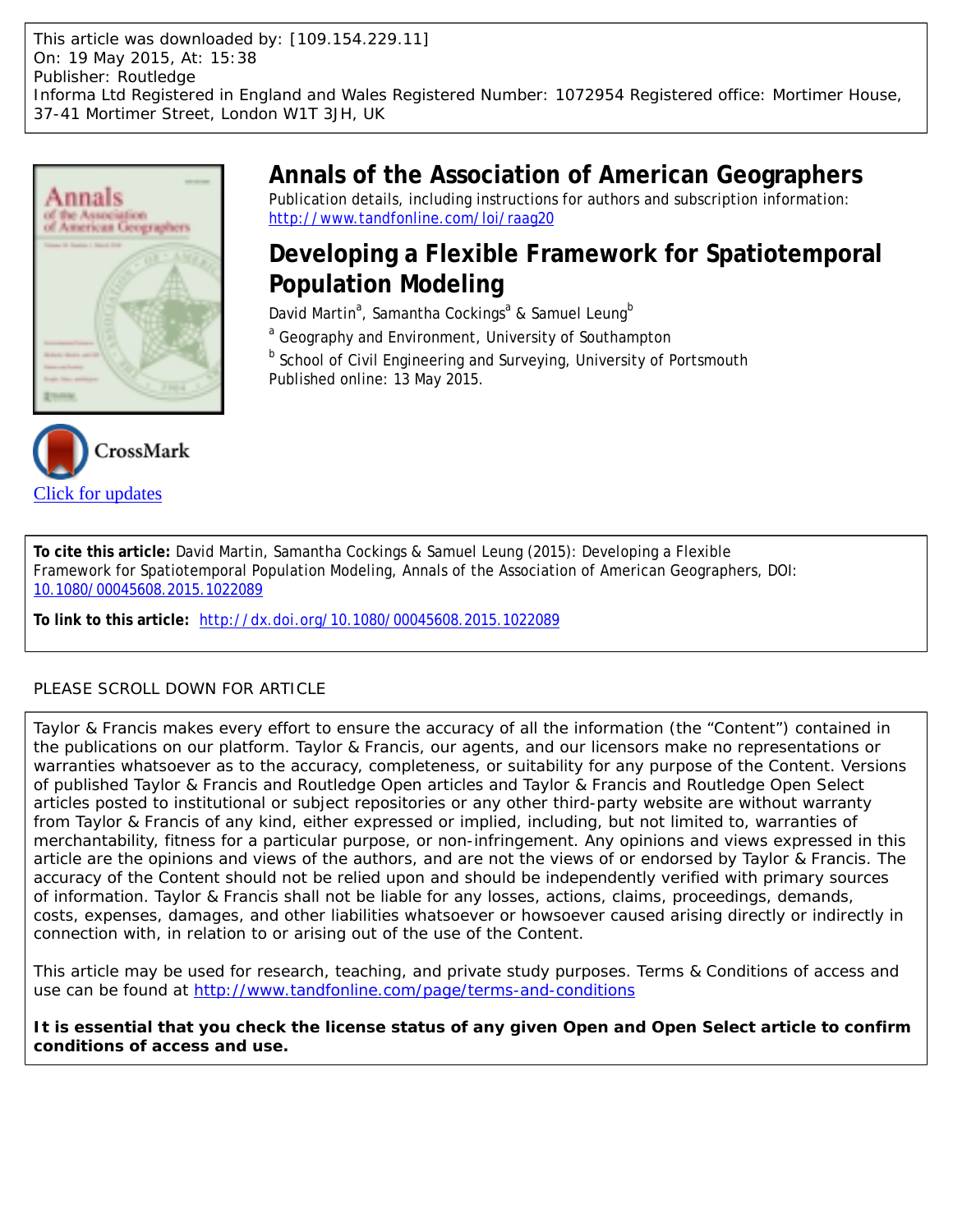This article was downloaded by: [109.154.229.11]
On: 19 May 2015, At: 15:38
Publisher: Routledge
Informa Ltd Registered in England and Wales Registered Number: 1072954 Registered office: Mortimer House, 37-41 Mortimer Street, London W1T 3JH, UK

# Annals of the Association of American Geographers

Publication details, including instructions for authors and subscription information:
http://www.tandfonline.com/loi/raag20

# Developing a Flexible Framework for Spatiotemporal Population Modeling

David Martin[a], Samantha Cockings[a] & Samuel Leung[b]

[a] Geography and Environment, University of Southampton

[b] School of Civil Engineering and Surveying, University of Portsmouth

Published online: 13 May 2015.

Click for updates

**To cite this article:** David Martin, Samantha Cockings & Samuel Leung (2015): Developing a Flexible Framework for Spatiotemporal Population Modeling, Annals of the Association of American Geographers, DOI: 10.1080/00045608.2015.1022089

**To link to this article:** http://dx.doi.org/10.1080/00045608.2015.1022089

PLEASE SCROLL DOWN FOR ARTICLE

Taylor & Francis makes every effort to ensure the accuracy of all the information (the "Content") contained in the publications on our platform. Taylor & Francis, our agents, and our licensors make no representations or warranties whatsoever as to the accuracy, completeness, or suitability for any purpose of the Content. Versions of published Taylor & Francis and Routledge Open articles and Taylor & Francis and Routledge Open Select articles posted to institutional or subject repositories or any other third-party website are without warranty from Taylor & Francis of any kind, either expressed or implied, including, but not limited to, warranties of merchantability, fitness for a particular purpose, or non-infringement. Any opinions and views expressed in this article are the opinions and views of the authors, and are not the views of or endorsed by Taylor & Francis. The accuracy of the Content should not be relied upon and should be independently verified with primary sources of information. Taylor & Francis shall not be liable for any losses, actions, claims, proceedings, demands, costs, expenses, damages, and other liabilities whatsoever or howsoever caused arising directly or indirectly in connection with, in relation to or arising out of the use of the Content.

This article may be used for research, teaching, and private study purposes. Terms & Conditions of access and use can be found at http://www.tandfonline.com/page/terms-and-conditions

**It is essential that you check the license status of any given Open and Open Select article to confirm conditions of access and use.**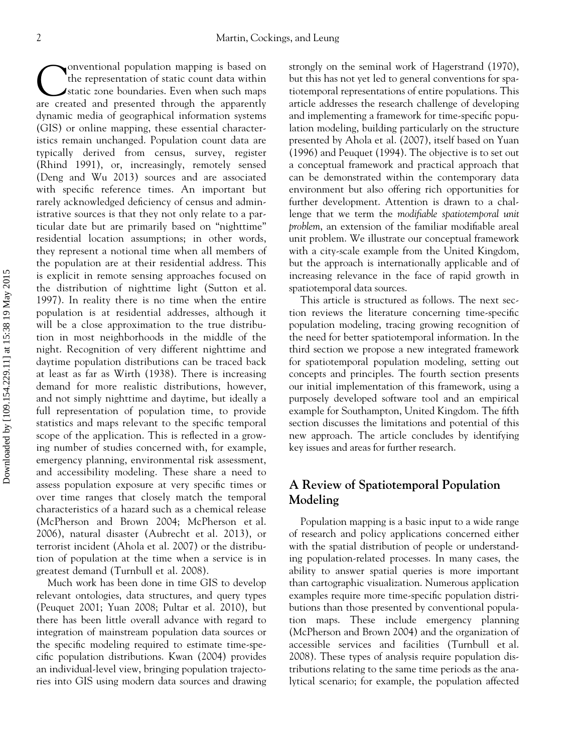Conventional population mapping is based on the representation of static count data within static zone boundaries. Even when such maps are created and presented through the apparently dynamic media of geographical information systems (GIS) or online mapping, these essential characteristics remain unchanged. Population count data are typically derived from census, survey, register (Rhind 1991), or, increasingly, remotely sensed (Deng and Wu 2013) sources and are associated with specific reference times. An important but rarely acknowledged deficiency of census and administrative sources is that they not only relate to a particular date but are primarily based on "nighttime" residential location assumptions; in other words, they represent a notional time when all members of the population are at their residential address. This is explicit in remote sensing approaches focused on the distribution of nighttime light (Sutton et al. 1997). In reality there is no time when the entire population is at residential addresses, although it will be a close approximation to the true distribution in most neighborhoods in the middle of the night. Recognition of very different nighttime and daytime population distributions can be traced back at least as far as Wirth (1938). There is increasing demand for more realistic distributions, however, and not simply nighttime and daytime, but ideally a full representation of population time, to provide statistics and maps relevant to the specific temporal scope of the application. This is reflected in a growing number of studies concerned with, for example, emergency planning, environmental risk assessment, and accessibility modeling. These share a need to assess population exposure at very specific times or over time ranges that closely match the temporal characteristics of a hazard such as a chemical release (McPherson and Brown 2004; McPherson et al. 2006), natural disaster (Aubrecht et al. 2013), or terrorist incident (Ahola et al. 2007) or the distribution of population at the time when a service is in greatest demand (Turnbull et al. 2008).

Much work has been done in time GIS to develop relevant ontologies, data structures, and query types (Peuquet 2001; Yuan 2008; Pultar et al. 2010), but there has been little overall advance with regard to integration of mainstream population data sources or the specific modeling required to estimate time-specific population distributions. Kwan (2004) provides an individual-level view, bringing population trajectories into GIS using modern data sources and drawing strongly on the seminal work of Hagerstrand (1970), but this has not yet led to general conventions for spatiotemporal representations of entire populations. This article addresses the research challenge of developing and implementing a framework for time-specific population modeling, building particularly on the structure presented by Ahola et al. (2007), itself based on Yuan (1996) and Peuquet (1994). The objective is to set out a conceptual framework and practical approach that can be demonstrated within the contemporary data environment but also offering rich opportunities for further development. Attention is drawn to a challenge that we term the *modifiable spatiotemporal unit problem*, an extension of the familiar modifiable areal unit problem. We illustrate our conceptual framework with a city-scale example from the United Kingdom, but the approach is internationally applicable and of increasing relevance in the face of rapid growth in spatiotemporal data sources.

This article is structured as follows. The next section reviews the literature concerning time-specific population modeling, tracing growing recognition of the need for better spatiotemporal information. In the third section we propose a new integrated framework for spatiotemporal population modeling, setting out concepts and principles. The fourth section presents our initial implementation of this framework, using a purposely developed software tool and an empirical example for Southampton, United Kingdom. The fifth section discusses the limitations and potential of this new approach. The article concludes by identifying key issues and areas for further research.

## A Review of Spatiotemporal Population Modeling

Population mapping is a basic input to a wide range of research and policy applications concerned either with the spatial distribution of people or understanding population-related processes. In many cases, the ability to answer spatial queries is more important than cartographic visualization. Numerous application examples require more time-specific population distributions than those presented by conventional population maps. These include emergency planning (McPherson and Brown 2004) and the organization of accessible services and facilities (Turnbull et al. 2008). These types of analysis require population distributions relating to the same time periods as the analytical scenario; for example, the population affected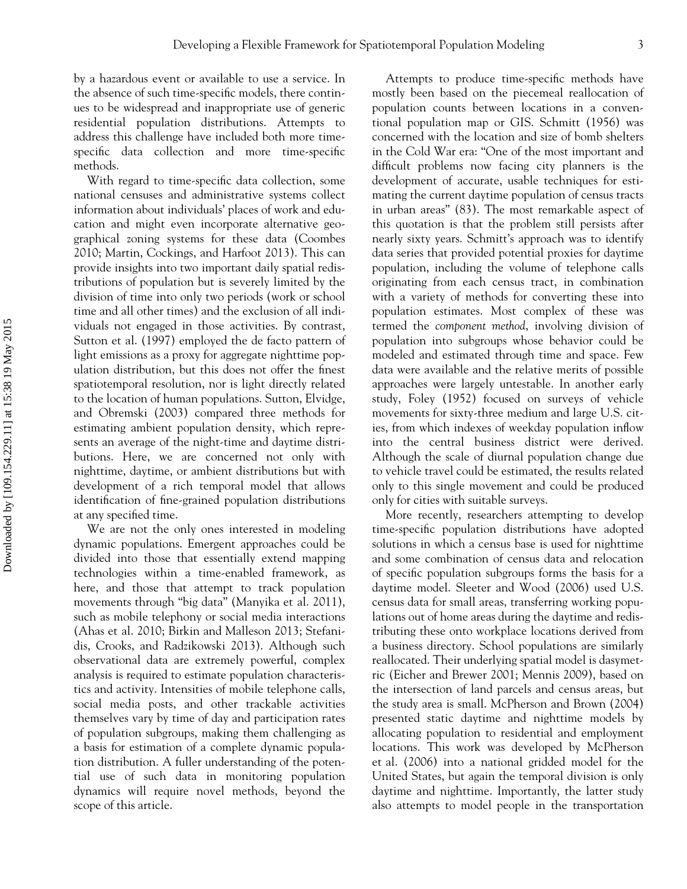by a hazardous event or available to use a service. In the absence of such time-specific models, there continues to be widespread and inappropriate use of generic residential population distributions. Attempts to address this challenge have included both more time-specific data collection and more time-specific methods.

With regard to time-specific data collection, some national censuses and administrative systems collect information about individuals' places of work and education and might even incorporate alternative geographical zoning systems for these data (Coombes 2010; Martin, Cockings, and Harfoot 2013). This can provide insights into two important daily spatial redistributions of population but is severely limited by the division of time into only two periods (work or school time and all other times) and the exclusion of all individuals not engaged in those activities. By contrast, Sutton et al. (1997) employed the de facto pattern of light emissions as a proxy for aggregate nighttime population distribution, but this does not offer the finest spatiotemporal resolution, nor is light directly related to the location of human populations. Sutton, Elvidge, and Obremski (2003) compared three methods for estimating ambient population density, which represents an average of the night-time and daytime distributions. Here, we are concerned not only with nighttime, daytime, or ambient distributions but with development of a rich temporal model that allows identification of fine-grained population distributions at any specified time.

We are not the only ones interested in modeling dynamic populations. Emergent approaches could be divided into those that essentially extend mapping technologies within a time-enabled framework, as here, and those that attempt to track population movements through "big data" (Manyika et al. 2011), such as mobile telephony or social media interactions (Ahas et al. 2010; Birkin and Malleson 2013; Stefanidis, Crooks, and Radzikowski 2013). Although such observational data are extremely powerful, complex analysis is required to estimate population characteristics and activity. Intensities of mobile telephone calls, social media posts, and other trackable activities themselves vary by time of day and participation rates of population subgroups, making them challenging as a basis for estimation of a complete dynamic population distribution. A fuller understanding of the potential use of such data in monitoring population dynamics will require novel methods, beyond the scope of this article.

Attempts to produce time-specific methods have mostly been based on the piecemeal reallocation of population counts between locations in a conventional population map or GIS. Schmitt (1956) was concerned with the location and size of bomb shelters in the Cold War era: "One of the most important and difficult problems now facing city planners is the development of accurate, usable techniques for estimating the current daytime population of census tracts in urban areas" (83). The most remarkable aspect of this quotation is that the problem still persists after nearly sixty years. Schmitt's approach was to identify data series that provided potential proxies for daytime population, including the volume of telephone calls originating from each census tract, in combination with a variety of methods for converting these into population estimates. Most complex of these was termed the *component method*, involving division of population into subgroups whose behavior could be modeled and estimated through time and space. Few data were available and the relative merits of possible approaches were largely untestable. In another early study, Foley (1952) focused on surveys of vehicle movements for sixty-three medium and large U.S. cities, from which indexes of weekday population inflow into the central business district were derived. Although the scale of diurnal population change due to vehicle travel could be estimated, the results related only to this single movement and could be produced only for cities with suitable surveys.

More recently, researchers attempting to develop time-specific population distributions have adopted solutions in which a census base is used for nighttime and some combination of census data and relocation of specific population subgroups forms the basis for a daytime model. Sleeter and Wood (2006) used U.S. census data for small areas, transferring working populations out of home areas during the daytime and redistributing these onto workplace locations derived from a business directory. School populations are similarly reallocated. Their underlying spatial model is dasymetric (Eicher and Brewer 2001; Mennis 2009), based on the intersection of land parcels and census areas, but the study area is small. McPherson and Brown (2004) presented static daytime and nighttime models by allocating population to residential and employment locations. This work was developed by McPherson et al. (2006) into a national gridded model for the United States, but again the temporal division is only daytime and nighttime. Importantly, the latter study also attempts to model people in the transportation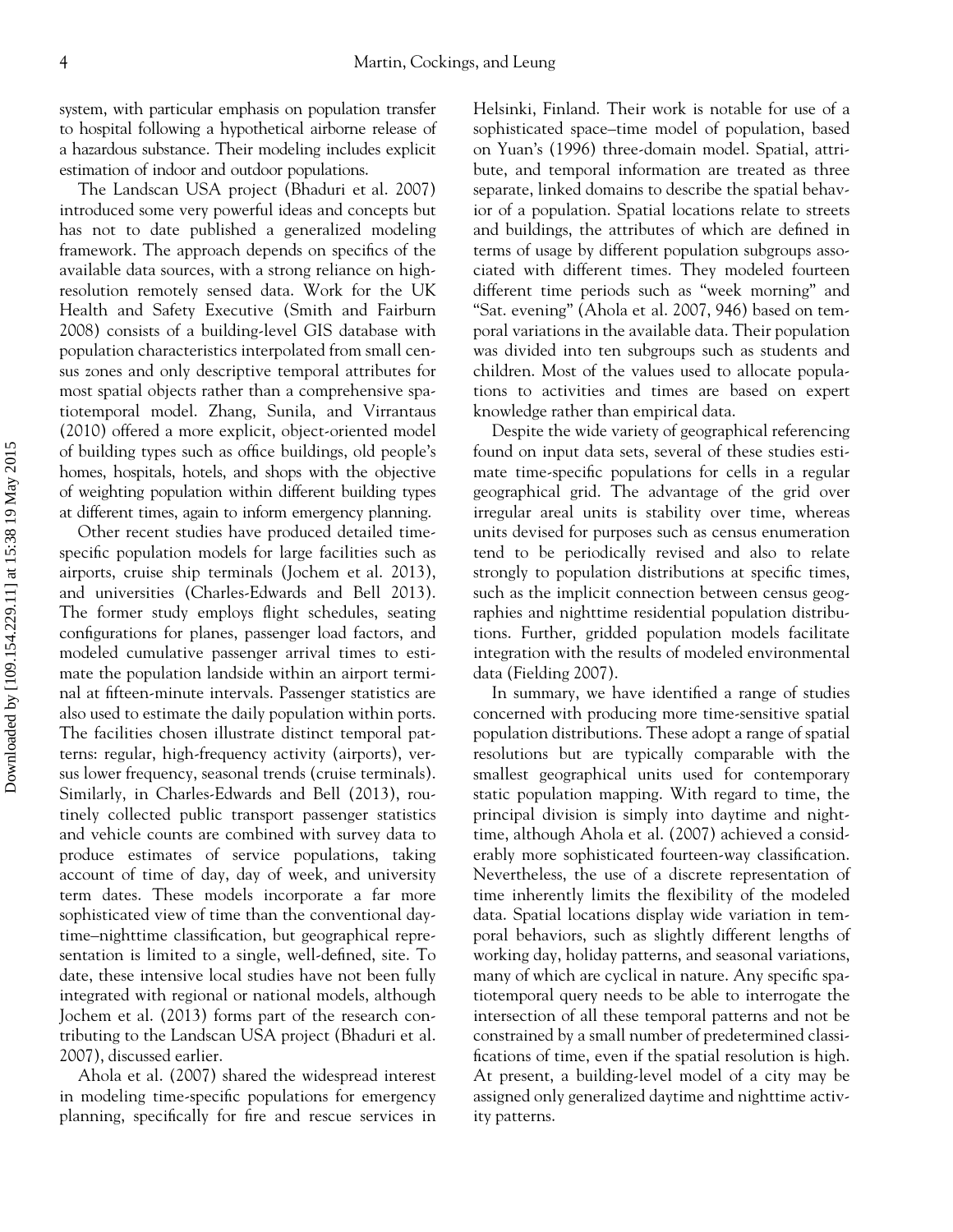system, with particular emphasis on population transfer to hospital following a hypothetical airborne release of a hazardous substance. Their modeling includes explicit estimation of indoor and outdoor populations.

The Landscan USA project (Bhaduri et al. 2007) introduced some very powerful ideas and concepts but has not to date published a generalized modeling framework. The approach depends on specifics of the available data sources, with a strong reliance on high-resolution remotely sensed data. Work for the UK Health and Safety Executive (Smith and Fairburn 2008) consists of a building-level GIS database with population characteristics interpolated from small census zones and only descriptive temporal attributes for most spatial objects rather than a comprehensive spatiotemporal model. Zhang, Sunila, and Virrantaus (2010) offered a more explicit, object-oriented model of building types such as office buildings, old people's homes, hospitals, hotels, and shops with the objective of weighting population within different building types at different times, again to inform emergency planning.

Other recent studies have produced detailed time-specific population models for large facilities such as airports, cruise ship terminals (Jochem et al. 2013), and universities (Charles-Edwards and Bell 2013). The former study employs flight schedules, seating configurations for planes, passenger load factors, and modeled cumulative passenger arrival times to estimate the population landside within an airport terminal at fifteen-minute intervals. Passenger statistics are also used to estimate the daily population within ports. The facilities chosen illustrate distinct temporal patterns: regular, high-frequency activity (airports), versus lower frequency, seasonal trends (cruise terminals). Similarly, in Charles-Edwards and Bell (2013), routinely collected public transport passenger statistics and vehicle counts are combined with survey data to produce estimates of service populations, taking account of time of day, day of week, and university term dates. These models incorporate a far more sophisticated view of time than the conventional daytime–nighttime classification, but geographical representation is limited to a single, well-defined, site. To date, these intensive local studies have not been fully integrated with regional or national models, although Jochem et al. (2013) forms part of the research contributing to the Landscan USA project (Bhaduri et al. 2007), discussed earlier.

Ahola et al. (2007) shared the widespread interest in modeling time-specific populations for emergency planning, specifically for fire and rescue services in Helsinki, Finland. Their work is notable for use of a sophisticated space–time model of population, based on Yuan's (1996) three-domain model. Spatial, attribute, and temporal information are treated as three separate, linked domains to describe the spatial behavior of a population. Spatial locations relate to streets and buildings, the attributes of which are defined in terms of usage by different population subgroups associated with different times. They modeled fourteen different time periods such as "week morning" and "Sat. evening" (Ahola et al. 2007, 946) based on temporal variations in the available data. Their population was divided into ten subgroups such as students and children. Most of the values used to allocate populations to activities and times are based on expert knowledge rather than empirical data.

Despite the wide variety of geographical referencing found on input data sets, several of these studies estimate time-specific populations for cells in a regular geographical grid. The advantage of the grid over irregular areal units is stability over time, whereas units devised for purposes such as census enumeration tend to be periodically revised and also to relate strongly to population distributions at specific times, such as the implicit connection between census geographies and nighttime residential population distributions. Further, gridded population models facilitate integration with the results of modeled environmental data (Fielding 2007).

In summary, we have identified a range of studies concerned with producing more time-sensitive spatial population distributions. These adopt a range of spatial resolutions but are typically comparable with the smallest geographical units used for contemporary static population mapping. With regard to time, the principal division is simply into daytime and nighttime, although Ahola et al. (2007) achieved a considerably more sophisticated fourteen-way classification. Nevertheless, the use of a discrete representation of time inherently limits the flexibility of the modeled data. Spatial locations display wide variation in temporal behaviors, such as slightly different lengths of working day, holiday patterns, and seasonal variations, many of which are cyclical in nature. Any specific spatiotemporal query needs to be able to interrogate the intersection of all these temporal patterns and not be constrained by a small number of predetermined classifications of time, even if the spatial resolution is high. At present, a building-level model of a city may be assigned only generalized daytime and nighttime activity patterns.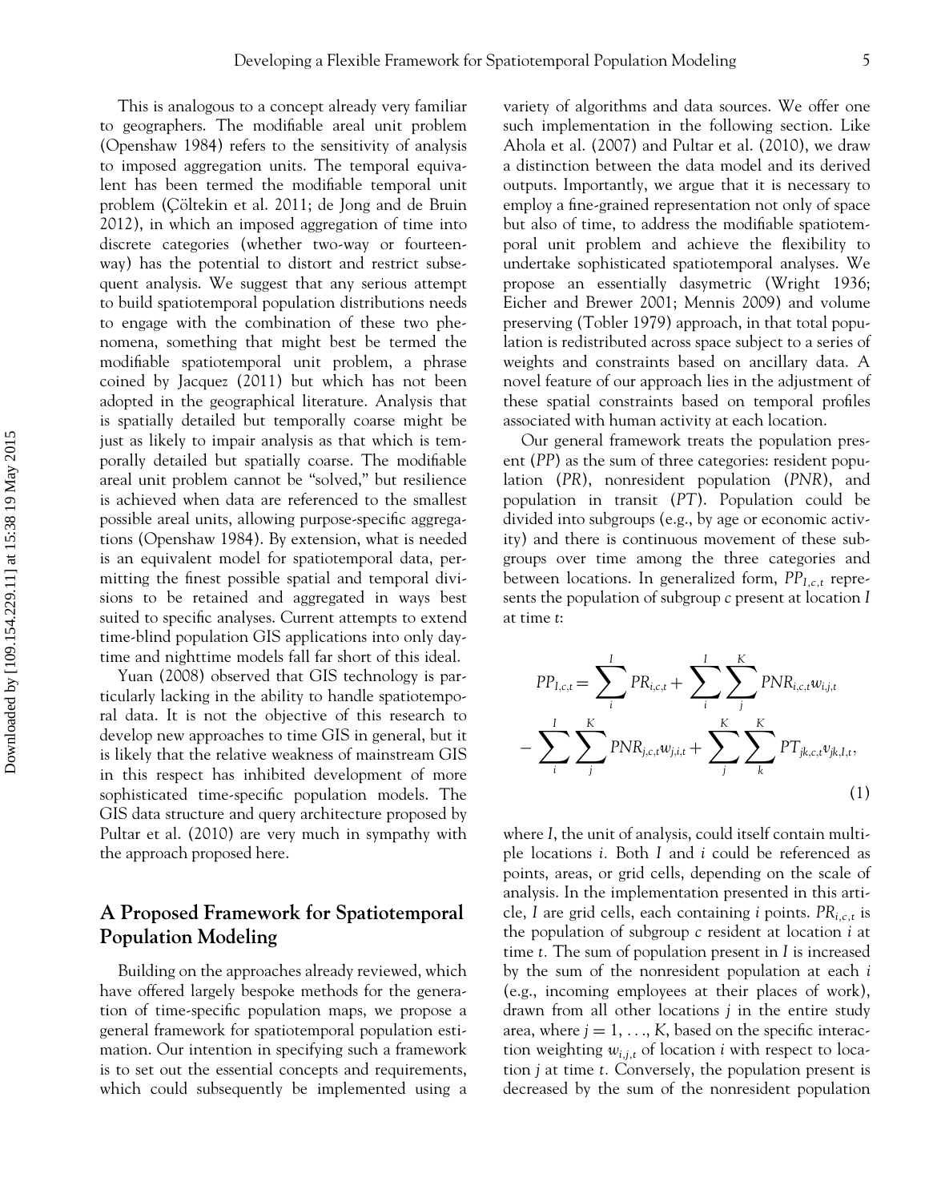This is analogous to a concept already very familiar to geographers. The modifiable areal unit problem (Openshaw 1984) refers to the sensitivity of analysis to imposed aggregation units. The temporal equivalent has been termed the modifiable temporal unit problem (Çöltekin et al. 2011; de Jong and de Bruin 2012), in which an imposed aggregation of time into discrete categories (whether two-way or fourteen-way) has the potential to distort and restrict subsequent analysis. We suggest that any serious attempt to build spatiotemporal population distributions needs to engage with the combination of these two phenomena, something that might best be termed the modifiable spatiotemporal unit problem, a phrase coined by Jacquez (2011) but which has not been adopted in the geographical literature. Analysis that is spatially detailed but temporally coarse might be just as likely to impair analysis as that which is temporally detailed but spatially coarse. The modifiable areal unit problem cannot be "solved," but resilience is achieved when data are referenced to the smallest possible areal units, allowing purpose-specific aggregations (Openshaw 1984). By extension, what is needed is an equivalent model for spatiotemporal data, permitting the finest possible spatial and temporal divisions to be retained and aggregated in ways best suited to specific analyses. Current attempts to extend time-blind population GIS applications into only daytime and nighttime models fall far short of this ideal.

Yuan (2008) observed that GIS technology is particularly lacking in the ability to handle spatiotemporal data. It is not the objective of this research to develop new approaches to time GIS in general, but it is likely that the relative weakness of mainstream GIS in this respect has inhibited development of more sophisticated time-specific population models. The GIS data structure and query architecture proposed by Pultar et al. (2010) are very much in sympathy with the approach proposed here.

## A Proposed Framework for Spatiotemporal Population Modeling

Building on the approaches already reviewed, which have offered largely bespoke methods for the generation of time-specific population maps, we propose a general framework for spatiotemporal population estimation. Our intention in specifying such a framework is to set out the essential concepts and requirements, which could subsequently be implemented using a variety of algorithms and data sources. We offer one such implementation in the following section. Like Ahola et al. (2007) and Pultar et al. (2010), we draw a distinction between the data model and its derived outputs. Importantly, we argue that it is necessary to employ a fine-grained representation not only of space but also of time, to address the modifiable spatiotemporal unit problem and achieve the flexibility to undertake sophisticated spatiotemporal analyses. We propose an essentially dasymetric (Wright 1936; Eicher and Brewer 2001; Mennis 2009) and volume preserving (Tobler 1979) approach, in that total population is redistributed across space subject to a series of weights and constraints based on ancillary data. A novel feature of our approach lies in the adjustment of these spatial constraints based on temporal profiles associated with human activity at each location.

Our general framework treats the population present ($PP$) as the sum of three categories: resident population ($PR$), nonresident population ($PNR$), and population in transit ($PT$). Population could be divided into subgroups (e.g., by age or economic activity) and there is continuous movement of these subgroups over time among the three categories and between locations. In generalized form, $PP_{I,c,t}$ represents the population of subgroup $c$ present at location $I$ at time $t$:

$$PP_{I,c,t} = \sum_{i}^{I} PR_{i,c,t} + \sum_{i}^{I} \sum_{j}^{K} PNR_{i,c,t} w_{i,j,t} - \sum_{i}^{I} \sum_{j}^{K} PNR_{j,c,t} w_{j,i,t} + \sum_{j}^{K} \sum_{k}^{K} PT_{jk,c,t} v_{jk,I,t}, \tag{1}$$

where $I$, the unit of analysis, could itself contain multiple locations $i$. Both $I$ and $i$ could be referenced as points, areas, or grid cells, depending on the scale of analysis. In the implementation presented in this article, $I$ are grid cells, each containing $i$ points. $PR_{i,c,t}$ is the population of subgroup $c$ resident at location $i$ at time $t$. The sum of population present in $I$ is increased by the sum of the nonresident population at each $i$ (e.g., incoming employees at their places of work), drawn from all other locations $j$ in the entire study area, where $j = 1, \ldots, K$, based on the specific interaction weighting $w_{i,j,t}$ of location $i$ with respect to location $j$ at time $t$. Conversely, the population present is decreased by the sum of the nonresident population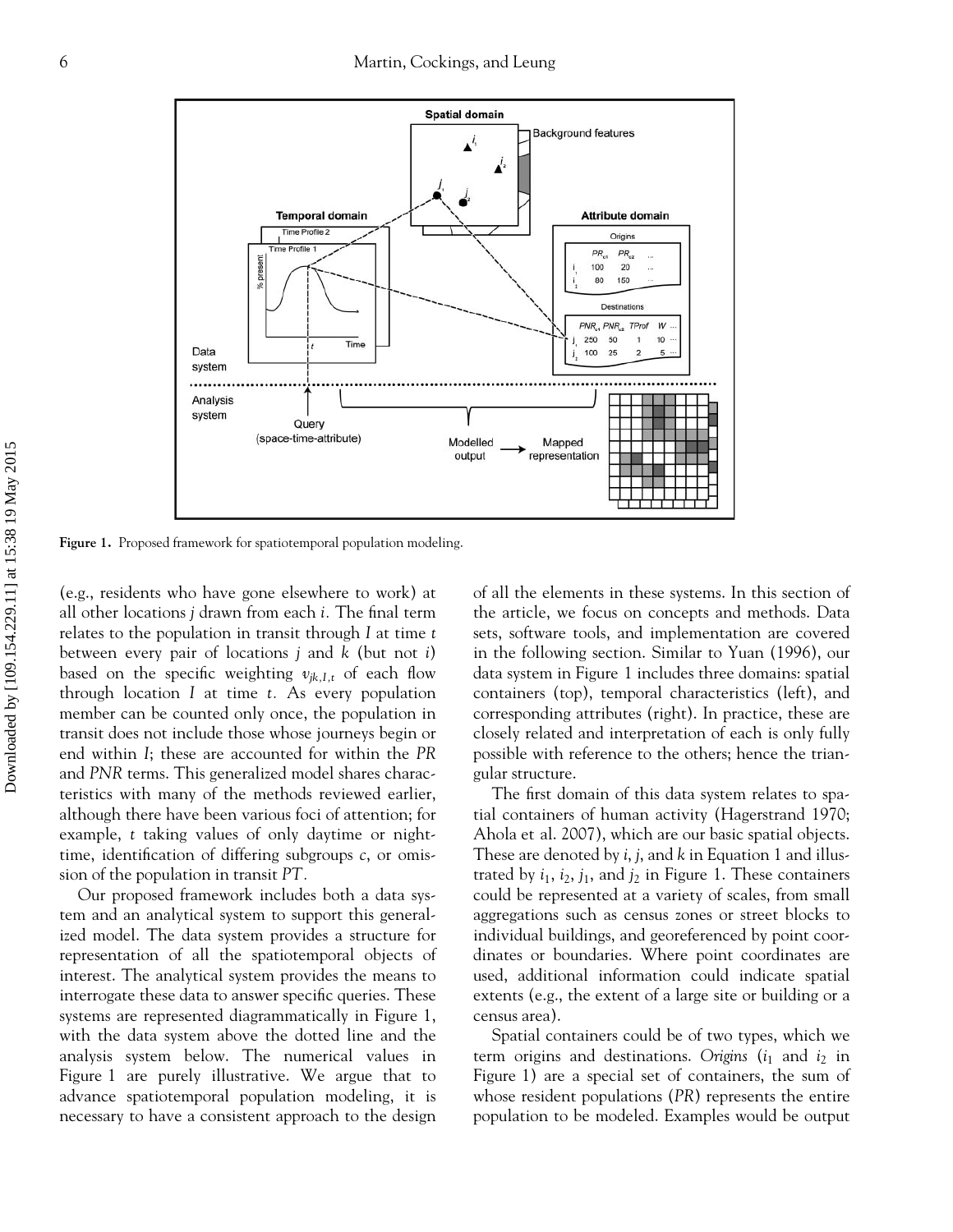Figure 1. Proposed framework for spatiotemporal population modeling.

(e.g., residents who have gone elsewhere to work) at all other locations $j$ drawn from each $i$. The final term relates to the population in transit through $I$ at time $t$ between every pair of locations $j$ and $k$ (but not $i$) based on the specific weighting $v_{jk,I,t}$ of each flow through location $I$ at time $t$. As every population member can be counted only once, the population in transit does not include those whose journeys begin or end within $I$; these are accounted for within the $PR$ and $PNR$ terms. This generalized model shares characteristics with many of the methods reviewed earlier, although there have been various foci of attention; for example, $t$ taking values of only daytime or nighttime, identification of differing subgroups $c$, or omission of the population in transit $PT$.

Our proposed framework includes both a data system and an analytical system to support this generalized model. The data system provides a structure for representation of all the spatiotemporal objects of interest. The analytical system provides the means to interrogate these data to answer specific queries. These systems are represented diagrammatically in Figure 1, with the data system above the dotted line and the analysis system below. The numerical values in Figure 1 are purely illustrative. We argue that to advance spatiotemporal population modeling, it is necessary to have a consistent approach to the design of all the elements in these systems. In this section of the article, we focus on concepts and methods. Data sets, software tools, and implementation are covered in the following section. Similar to Yuan (1996), our data system in Figure 1 includes three domains: spatial containers (top), temporal characteristics (left), and corresponding attributes (right). In practice, these are closely related and interpretation of each is only fully possible with reference to the others; hence the triangular structure.

The first domain of this data system relates to spatial containers of human activity (Hagerstrand 1970; Ahola et al. 2007), which are our basic spatial objects. These are denoted by $i$, $j$, and $k$ in Equation 1 and illustrated by $i_1$, $i_2$, $j_1$, and $j_2$ in Figure 1. These containers could be represented at a variety of scales, from small aggregations such as census zones or street blocks to individual buildings, and georeferenced by point coordinates or boundaries. Where point coordinates are used, additional information could indicate spatial extents (e.g., the extent of a large site or building or a census area).

Spatial containers could be of two types, which we term origins and destinations. *Origins* ($i_1$ and $i_2$ in Figure 1) are a special set of containers, the sum of whose resident populations ($PR$) represents the entire population to be modeled. Examples would be output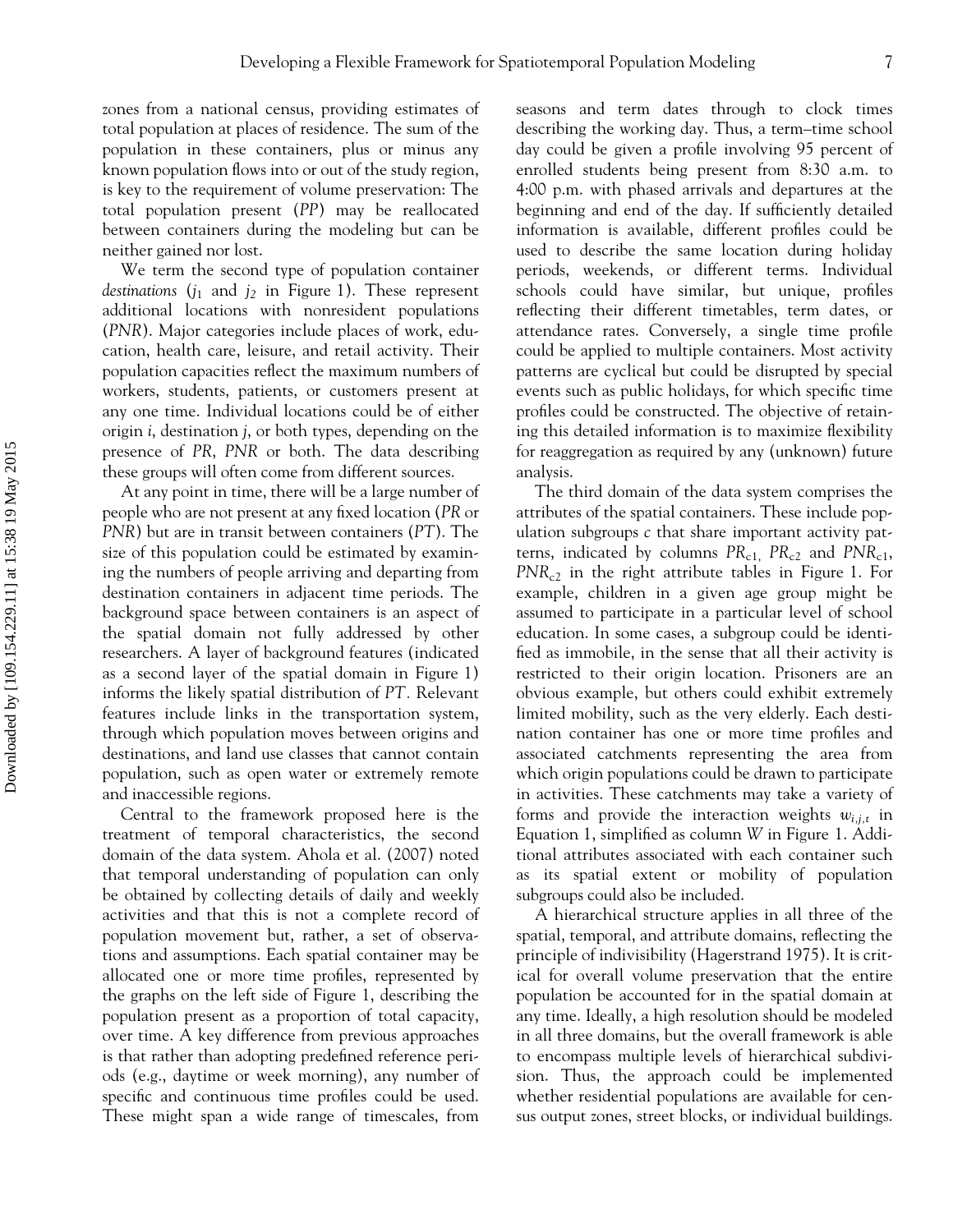zones from a national census, providing estimates of total population at places of residence. The sum of the population in these containers, plus or minus any known population flows into or out of the study region, is key to the requirement of volume preservation: The total population present (*PP*) may be reallocated between containers during the modeling but can be neither gained nor lost.

We term the second type of population container *destinations* ($j_1$ and $j_2$ in Figure 1). These represent additional locations with nonresident populations (*PNR*). Major categories include places of work, education, health care, leisure, and retail activity. Their population capacities reflect the maximum numbers of workers, students, patients, or customers present at any one time. Individual locations could be of either origin *i*, destination *j*, or both types, depending on the presence of *PR*, *PNR* or both. The data describing these groups will often come from different sources.

At any point in time, there will be a large number of people who are not present at any fixed location (*PR* or *PNR*) but are in transit between containers (*PT*). The size of this population could be estimated by examining the numbers of people arriving and departing from destination containers in adjacent time periods. The background space between containers is an aspect of the spatial domain not fully addressed by other researchers. A layer of background features (indicated as a second layer of the spatial domain in Figure 1) informs the likely spatial distribution of *PT*. Relevant features include links in the transportation system, through which population moves between origins and destinations, and land use classes that cannot contain population, such as open water or extremely remote and inaccessible regions.

Central to the framework proposed here is the treatment of temporal characteristics, the second domain of the data system. Ahola et al. (2007) noted that temporal understanding of population can only be obtained by collecting details of daily and weekly activities and that this is not a complete record of population movement but, rather, a set of observations and assumptions. Each spatial container may be allocated one or more time profiles, represented by the graphs on the left side of Figure 1, describing the population present as a proportion of total capacity, over time. A key difference from previous approaches is that rather than adopting predefined reference periods (e.g., daytime or week morning), any number of specific and continuous time profiles could be used. These might span a wide range of timescales, from seasons and term dates through to clock times describing the working day. Thus, a term–time school day could be given a profile involving 95 percent of enrolled students being present from 8:30 a.m. to 4:00 p.m. with phased arrivals and departures at the beginning and end of the day. If sufficiently detailed information is available, different profiles could be used to describe the same location during holiday periods, weekends, or different terms. Individual schools could have similar, but unique, profiles reflecting their different timetables, term dates, or attendance rates. Conversely, a single time profile could be applied to multiple containers. Most activity patterns are cyclical but could be disrupted by special events such as public holidays, for which specific time profiles could be constructed. The objective of retaining this detailed information is to maximize flexibility for reaggregation as required by any (unknown) future analysis.

The third domain of the data system comprises the attributes of the spatial containers. These include population subgroups *c* that share important activity patterns, indicated by columns $PR_{c1}$, $PR_{c2}$ and $PNR_{c1}$, $PNR_{c2}$ in the right attribute tables in Figure 1. For example, children in a given age group might be assumed to participate in a particular level of school education. In some cases, a subgroup could be identified as immobile, in the sense that all their activity is restricted to their origin location. Prisoners are an obvious example, but others could exhibit extremely limited mobility, such as the very elderly. Each destination container has one or more time profiles and associated catchments representing the area from which origin populations could be drawn to participate in activities. These catchments may take a variety of forms and provide the interaction weights $w_{i,j,t}$ in Equation 1, simplified as column *W* in Figure 1. Additional attributes associated with each container such as its spatial extent or mobility of population subgroups could also be included.

A hierarchical structure applies in all three of the spatial, temporal, and attribute domains, reflecting the principle of indivisibility (Hagerstrand 1975). It is critical for overall volume preservation that the entire population be accounted for in the spatial domain at any time. Ideally, a high resolution should be modeled in all three domains, but the overall framework is able to encompass multiple levels of hierarchical subdivision. Thus, the approach could be implemented whether residential populations are available for census output zones, street blocks, or individual buildings.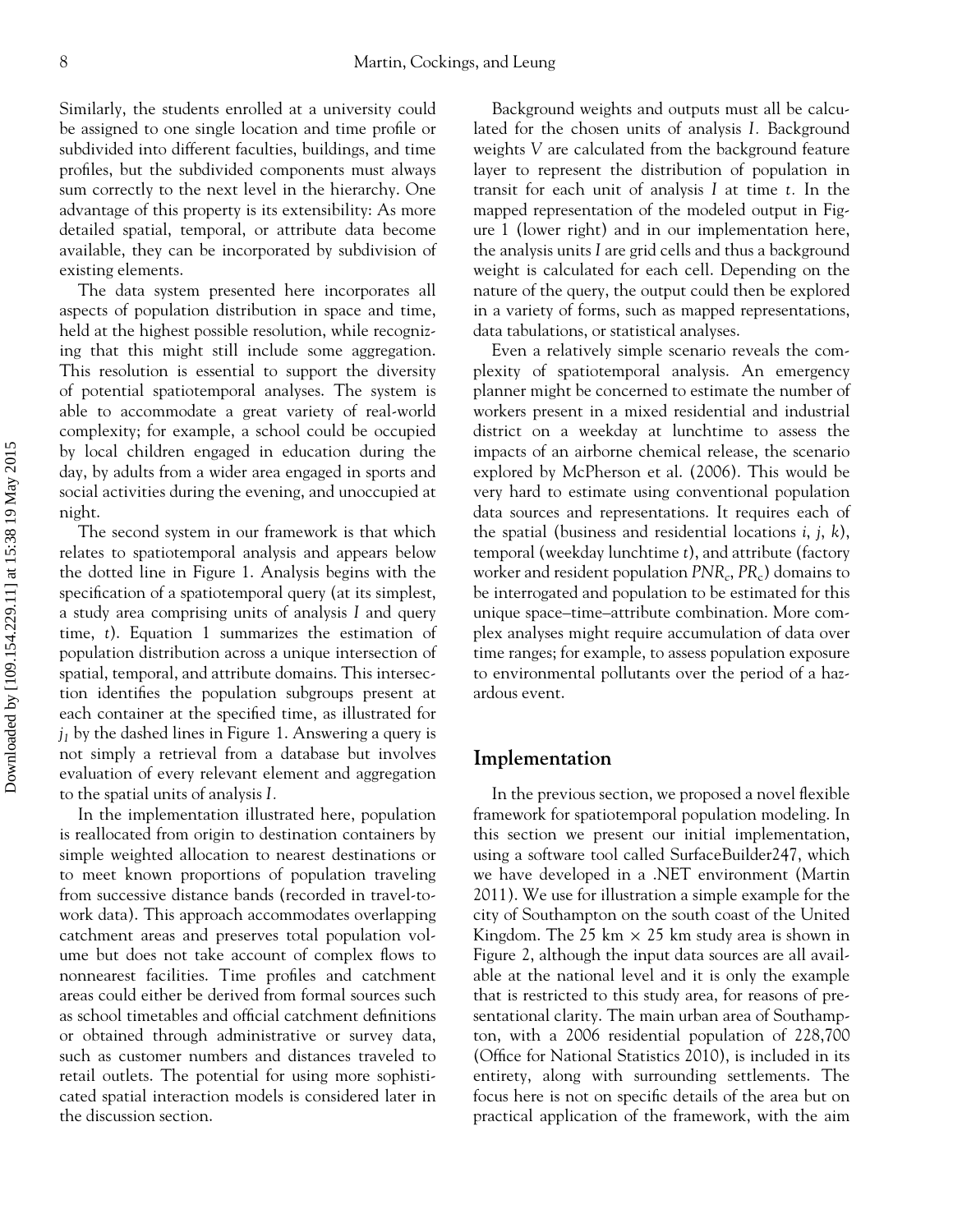Similarly, the students enrolled at a university could be assigned to one single location and time profile or subdivided into different faculties, buildings, and time profiles, but the subdivided components must always sum correctly to the next level in the hierarchy. One advantage of this property is its extensibility: As more detailed spatial, temporal, or attribute data become available, they can be incorporated by subdivision of existing elements.

The data system presented here incorporates all aspects of population distribution in space and time, held at the highest possible resolution, while recognizing that this might still include some aggregation. This resolution is essential to support the diversity of potential spatiotemporal analyses. The system is able to accommodate a great variety of real-world complexity; for example, a school could be occupied by local children engaged in education during the day, by adults from a wider area engaged in sports and social activities during the evening, and unoccupied at night.

The second system in our framework is that which relates to spatiotemporal analysis and appears below the dotted line in Figure 1. Analysis begins with the specification of a spatiotemporal query (at its simplest, a study area comprising units of analysis $I$ and query time, $t$). Equation 1 summarizes the estimation of population distribution across a unique intersection of spatial, temporal, and attribute domains. This intersection identifies the population subgroups present at each container at the specified time, as illustrated for $j_1$ by the dashed lines in Figure 1. Answering a query is not simply a retrieval from a database but involves evaluation of every relevant element and aggregation to the spatial units of analysis $I$.

In the implementation illustrated here, population is reallocated from origin to destination containers by simple weighted allocation to nearest destinations or to meet known proportions of population traveling from successive distance bands (recorded in travel-to-work data). This approach accommodates overlapping catchment areas and preserves total population volume but does not take account of complex flows to nonnearest facilities. Time profiles and catchment areas could either be derived from formal sources such as school timetables and official catchment definitions or obtained through administrative or survey data, such as customer numbers and distances traveled to retail outlets. The potential for using more sophisticated spatial interaction models is considered later in the discussion section.

Background weights and outputs must all be calculated for the chosen units of analysis $I$. Background weights $V$ are calculated from the background feature layer to represent the distribution of population in transit for each unit of analysis $I$ at time $t$. In the mapped representation of the modeled output in Figure 1 (lower right) and in our implementation here, the analysis units $I$ are grid cells and thus a background weight is calculated for each cell. Depending on the nature of the query, the output could then be explored in a variety of forms, such as mapped representations, data tabulations, or statistical analyses.

Even a relatively simple scenario reveals the complexity of spatiotemporal analysis. An emergency planner might be concerned to estimate the number of workers present in a mixed residential and industrial district on a weekday at lunchtime to assess the impacts of an airborne chemical release, the scenario explored by McPherson et al. (2006). This would be very hard to estimate using conventional population data sources and representations. It requires each of the spatial (business and residential locations $i$, $j$, $k$), temporal (weekday lunchtime $t$), and attribute (factory worker and resident population $PNR_c$, $PR_c$) domains to be interrogated and population to be estimated for this unique space–time–attribute combination. More complex analyses might require accumulation of data over time ranges; for example, to assess population exposure to environmental pollutants over the period of a hazardous event.

## Implementation

In the previous section, we proposed a novel flexible framework for spatiotemporal population modeling. In this section we present our initial implementation, using a software tool called SurfaceBuilder247, which we have developed in a .NET environment (Martin 2011). We use for illustration a simple example for the city of Southampton on the south coast of the United Kingdom. The 25 km × 25 km study area is shown in Figure 2, although the input data sources are all available at the national level and it is only the example that is restricted to this study area, for reasons of presentational clarity. The main urban area of Southampton, with a 2006 residential population of 228,700 (Office for National Statistics 2010), is included in its entirety, along with surrounding settlements. The focus here is not on specific details of the area but on practical application of the framework, with the aim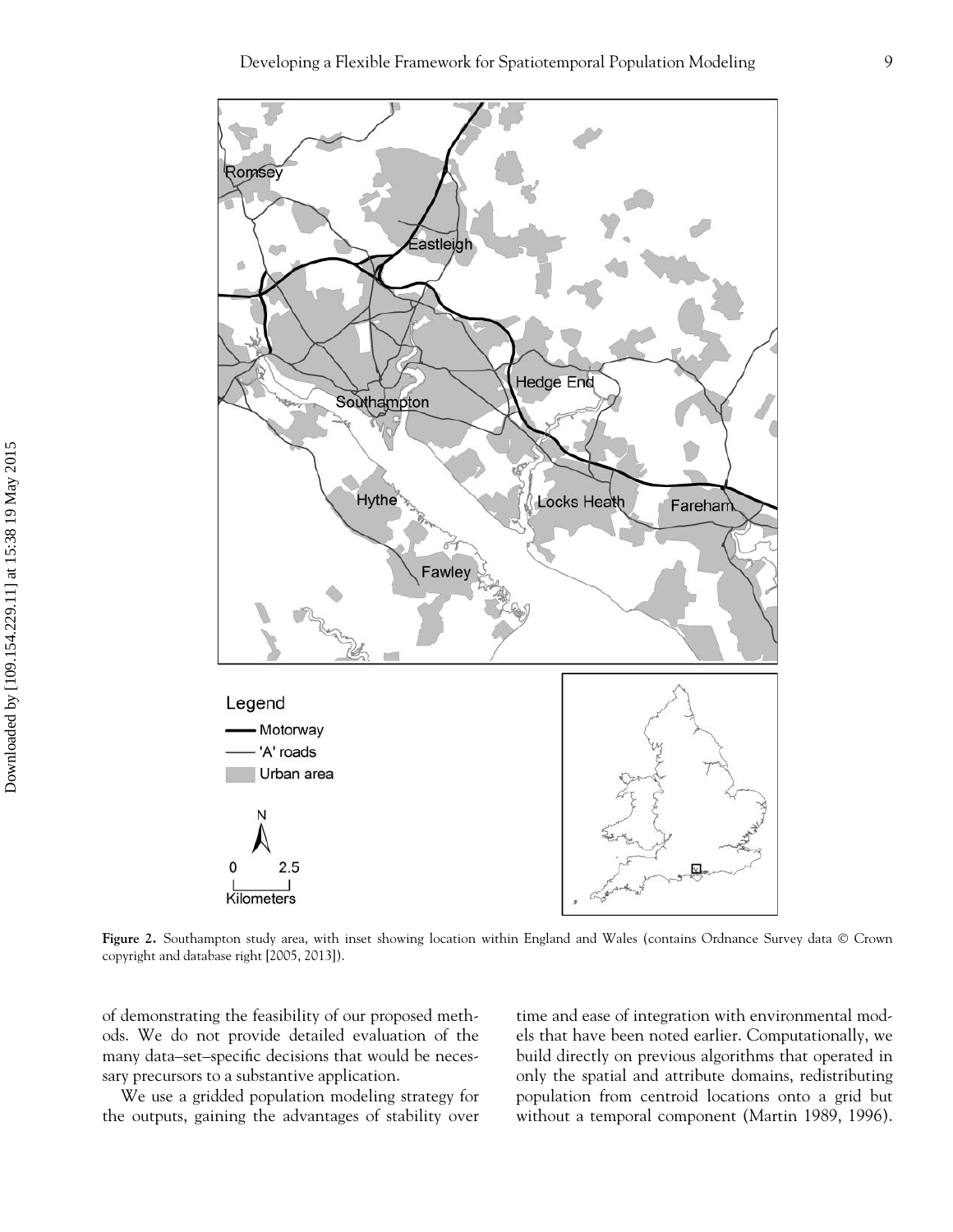**Figure 2.** Southampton study area, with inset showing location within England and Wales (contains Ordnance Survey data © Crown copyright and database right [2005, 2013]).

of demonstrating the feasibility of our proposed methods. We do not provide detailed evaluation of the many data–set–specific decisions that would be necessary precursors to a substantive application.

We use a gridded population modeling strategy for the outputs, gaining the advantages of stability over time and ease of integration with environmental models that have been noted earlier. Computationally, we build directly on previous algorithms that operated in only the spatial and attribute domains, redistributing population from centroid locations onto a grid but without a temporal component (Martin 1989, 1996).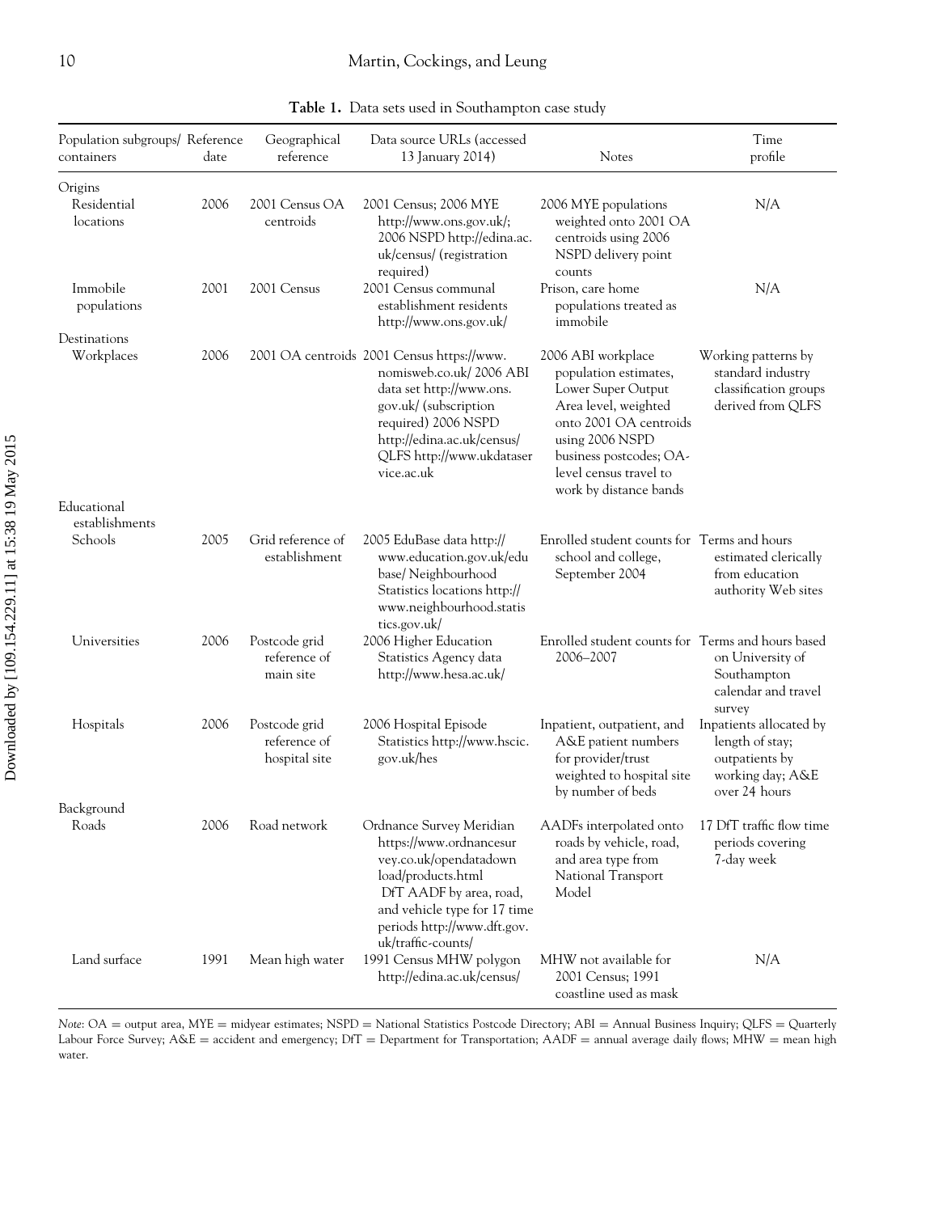**Table 1.** Data sets used in Southampton case study

| Population subgroups/ containers | Reference date | Geographical reference | Data source URLs (accessed 13 January 2014) | Notes | Time profile |
|---|---|---|---|---|---|
| Origins | | | | | |
| Residential locations | 2006 | 2001 Census OA centroids | 2001 Census; 2006 MYE http://www.ons.gov.uk/; 2006 NSPD http://edina.ac.uk/census/ (registration required) | 2006 MYE populations weighted onto 2001 OA centroids using 2006 NSPD delivery point counts | N/A |
| Immobile populations | 2001 | 2001 Census | 2001 Census communal establishment residents http://www.ons.gov.uk/ | Prison, care home populations treated as immobile | N/A |
| Destinations | | | | | |
| Workplaces | 2006 | 2001 OA centroids | 2001 Census https://www.nomisweb.co.uk/ 2006 ABI data set http://www.ons.gov.uk/ (subscription required) 2006 NSPD http://edina.ac.uk/census/ QLFS http://www.ukdataservice.ac.uk | 2006 ABI workplace population estimates, Lower Super Output Area level, weighted onto 2001 OA centroids using 2006 NSPD business postcodes; OA-level census travel to work by distance bands | Working patterns by standard industry classification groups derived from QLFS |
| Educational establishments | | | | | |
| Schools | 2005 | Grid reference of establishment | 2005 EduBase data http://www.education.gov.uk/edubase/ Neighbourhood Statistics locations http://www.neighbourhood.statistics.gov.uk/ | Enrolled student counts for school and college, September 2004 | Terms and hours estimated clerically from education authority Web sites |
| Universities | 2006 | Postcode grid reference of main site | 2006 Higher Education Statistics Agency data http://www.hesa.ac.uk/ | Enrolled student counts for 2006–2007 | Terms and hours based on University of Southampton calendar and travel survey |
| Hospitals | 2006 | Postcode grid reference of hospital site | 2006 Hospital Episode Statistics http://www.hscic.gov.uk/hes | Inpatient, outpatient, and A&E patient numbers for provider/trust weighted to hospital site by number of beds | Inpatients allocated by length of stay; outpatients by working day; A&E over 24 hours |
| Background | | | | | |
| Roads | 2006 | Road network | Ordnance Survey Meridian https://www.ordnancesurvey.co.uk/opendatadownload/products.html DfT AADF by area, road, and vehicle type for 17 time periods http://www.dft.gov.uk/traffic-counts/ | AADFs interpolated onto roads by vehicle, road, and area type from National Transport Model | 17 DfT traffic flow time periods covering 7-day week |
| Land surface | 1991 | Mean high water | 1991 Census MHW polygon http://edina.ac.uk/census/ | MHW not available for 2001 Census; 1991 coastline used as mask | N/A |

*Note*: OA = output area, MYE = midyear estimates; NSPD = National Statistics Postcode Directory; ABI = Annual Business Inquiry; QLFS = Quarterly Labour Force Survey; A&E = accident and emergency; DfT = Department for Transportation; AADF = annual average daily flows; MHW = mean high water.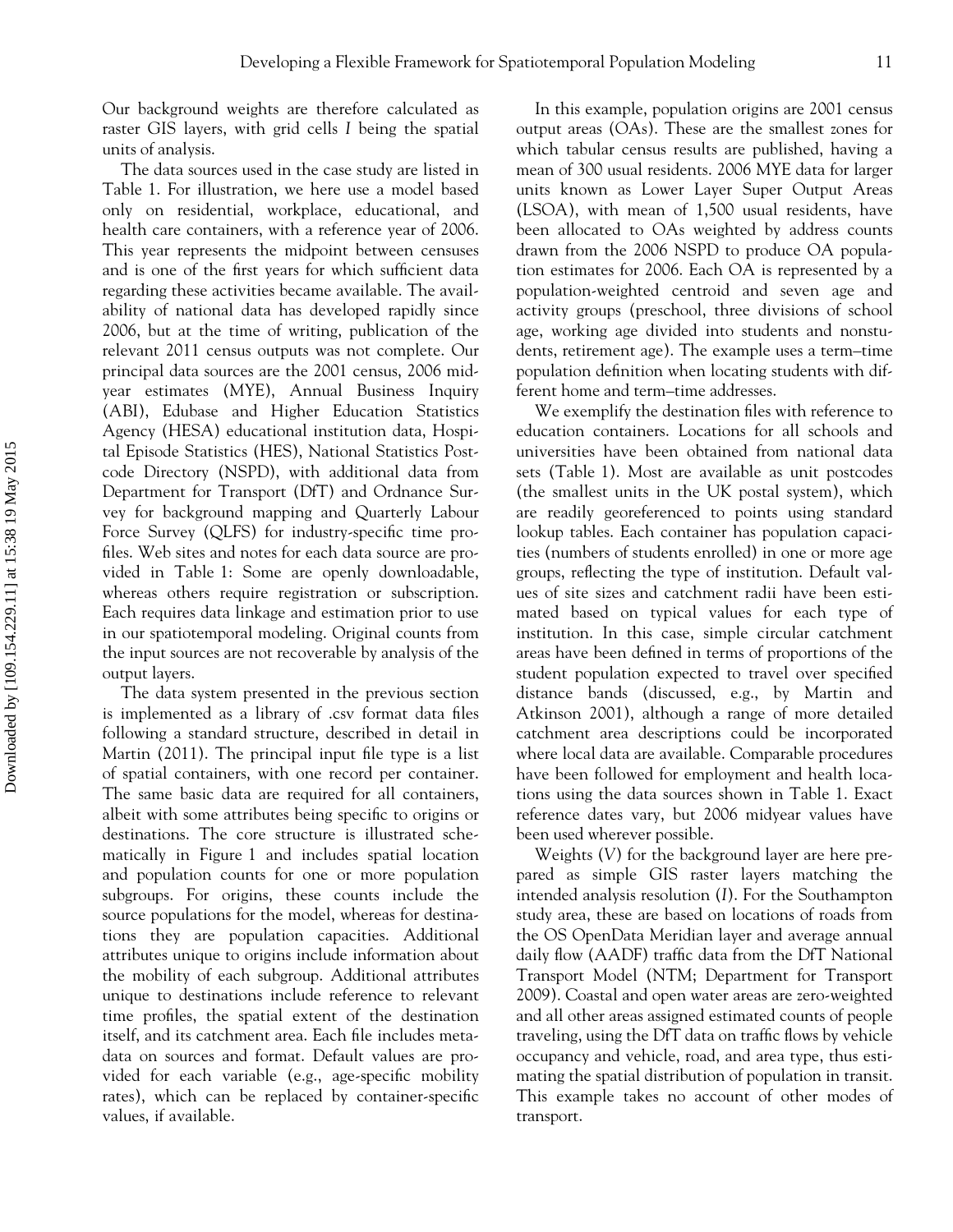Our background weights are therefore calculated as raster GIS layers, with grid cells *I* being the spatial units of analysis.

The data sources used in the case study are listed in Table 1. For illustration, we here use a model based only on residential, workplace, educational, and health care containers, with a reference year of 2006. This year represents the midpoint between censuses and is one of the first years for which sufficient data regarding these activities became available. The availability of national data has developed rapidly since 2006, but at the time of writing, publication of the relevant 2011 census outputs was not complete. Our principal data sources are the 2001 census, 2006 midyear estimates (MYE), Annual Business Inquiry (ABI), Edubase and Higher Education Statistics Agency (HESA) educational institution data, Hospital Episode Statistics (HES), National Statistics Postcode Directory (NSPD), with additional data from Department for Transport (DfT) and Ordnance Survey for background mapping and Quarterly Labour Force Survey (QLFS) for industry-specific time profiles. Web sites and notes for each data source are provided in Table 1: Some are openly downloadable, whereas others require registration or subscription. Each requires data linkage and estimation prior to use in our spatiotemporal modeling. Original counts from the input sources are not recoverable by analysis of the output layers.

The data system presented in the previous section is implemented as a library of .csv format data files following a standard structure, described in detail in Martin (2011). The principal input file type is a list of spatial containers, with one record per container. The same basic data are required for all containers, albeit with some attributes being specific to origins or destinations. The core structure is illustrated schematically in Figure 1 and includes spatial location and population counts for one or more population subgroups. For origins, these counts include the source populations for the model, whereas for destinations they are population capacities. Additional attributes unique to origins include information about the mobility of each subgroup. Additional attributes unique to destinations include reference to relevant time profiles, the spatial extent of the destination itself, and its catchment area. Each file includes metadata on sources and format. Default values are provided for each variable (e.g., age-specific mobility rates), which can be replaced by container-specific values, if available.

In this example, population origins are 2001 census output areas (OAs). These are the smallest zones for which tabular census results are published, having a mean of 300 usual residents. 2006 MYE data for larger units known as Lower Layer Super Output Areas (LSOA), with mean of 1,500 usual residents, have been allocated to OAs weighted by address counts drawn from the 2006 NSPD to produce OA population estimates for 2006. Each OA is represented by a population-weighted centroid and seven age and activity groups (preschool, three divisions of school age, working age divided into students and nonstudents, retirement age). The example uses a term–time population definition when locating students with different home and term–time addresses.

We exemplify the destination files with reference to education containers. Locations for all schools and universities have been obtained from national data sets (Table 1). Most are available as unit postcodes (the smallest units in the UK postal system), which are readily georeferenced to points using standard lookup tables. Each container has population capacities (numbers of students enrolled) in one or more age groups, reflecting the type of institution. Default values of site sizes and catchment radii have been estimated based on typical values for each type of institution. In this case, simple circular catchment areas have been defined in terms of proportions of the student population expected to travel over specified distance bands (discussed, e.g., by Martin and Atkinson 2001), although a range of more detailed catchment area descriptions could be incorporated where local data are available. Comparable procedures have been followed for employment and health locations using the data sources shown in Table 1. Exact reference dates vary, but 2006 midyear values have been used wherever possible.

Weights (*V*) for the background layer are here prepared as simple GIS raster layers matching the intended analysis resolution (*I*). For the Southampton study area, these are based on locations of roads from the OS OpenData Meridian layer and average annual daily flow (AADF) traffic data from the DfT National Transport Model (NTM; Department for Transport 2009). Coastal and open water areas are zero-weighted and all other areas assigned estimated counts of people traveling, using the DfT data on traffic flows by vehicle occupancy and vehicle, road, and area type, thus estimating the spatial distribution of population in transit. This example takes no account of other modes of transport.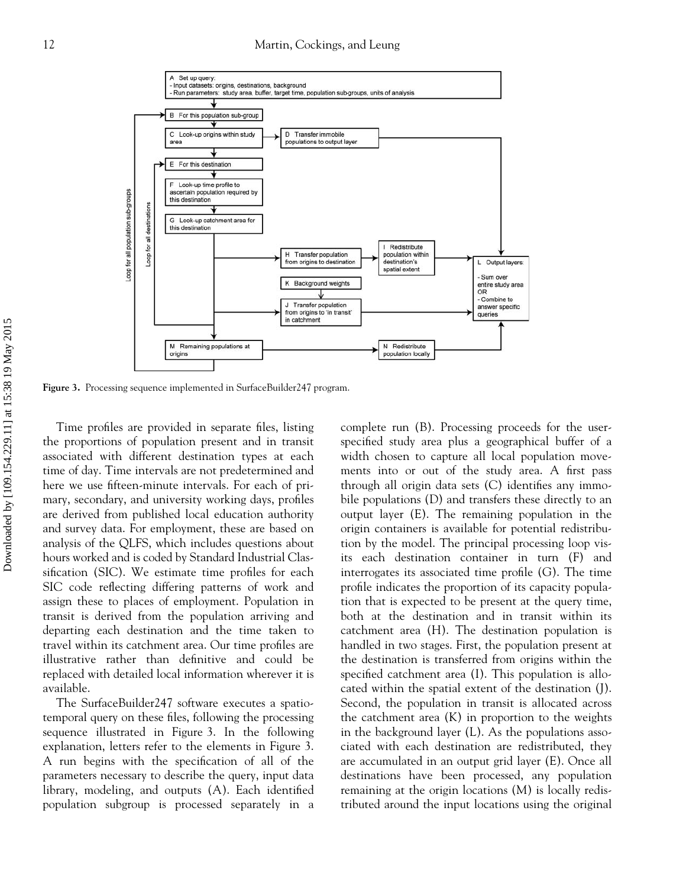A Set up query:
- Input datasets: origins, destinations, background
- Run parameters: study area, buffer, target time, population sub-groups, units of analysis

B For this population sub-group

C Look-up origins within study area

D Transfer immobile populations to output layer

E For this destination

F Look-up time profile to ascertain population required by this destination

G Look-up catchment area for this destination

H Transfer population from origins to destination

I Redistribute population within destination's spatial extent

K Background weights

J Transfer population from origins to 'in transit' in catchment

L Output layers:
- Sum over entire study area
OR
- Combine to answer specific queries

M Remaining populations at origins

N Redistribute population locally

Loop for all population sub-groups

Loop for all destinations

**Figure 3.** Processing sequence implemented in SurfaceBuilder247 program.

Time profiles are provided in separate files, listing the proportions of population present and in transit associated with different destination types at each time of day. Time intervals are not predetermined and here we use fifteen-minute intervals. For each of primary, secondary, and university working days, profiles are derived from published local education authority and survey data. For employment, these are based on analysis of the QLFS, which includes questions about hours worked and is coded by Standard Industrial Classification (SIC). We estimate time profiles for each SIC code reflecting differing patterns of work and assign these to places of employment. Population in transit is derived from the population arriving and departing each destination and the time taken to travel within its catchment area. Our time profiles are illustrative rather than definitive and could be replaced with detailed local information wherever it is available.

The SurfaceBuilder247 software executes a spatiotemporal query on these files, following the processing sequence illustrated in Figure 3. In the following explanation, letters refer to the elements in Figure 3. A run begins with the specification of all of the parameters necessary to describe the query, input data library, modeling, and outputs (A). Each identified population subgroup is processed separately in a complete run (B). Processing proceeds for the user-specified study area plus a geographical buffer of a width chosen to capture all local population movements into or out of the study area. A first pass through all origin data sets (C) identifies any immobile populations (D) and transfers these directly to an output layer (E). The remaining population in the origin containers is available for potential redistribution by the model. The principal processing loop visits each destination container in turn (F) and interrogates its associated time profile (G). The time profile indicates the proportion of its capacity population that is expected to be present at the query time, both at the destination and in transit within its catchment area (H). The destination population is handled in two stages. First, the population present at the destination is transferred from origins within the specified catchment area (I). This population is allocated within the spatial extent of the destination (J). Second, the population in transit is allocated across the catchment area (K) in proportion to the weights in the background layer (L). As the populations associated with each destination are redistributed, they are accumulated in an output grid layer (E). Once all destinations have been processed, any population remaining at the origin locations (M) is locally redistributed around the input locations using the original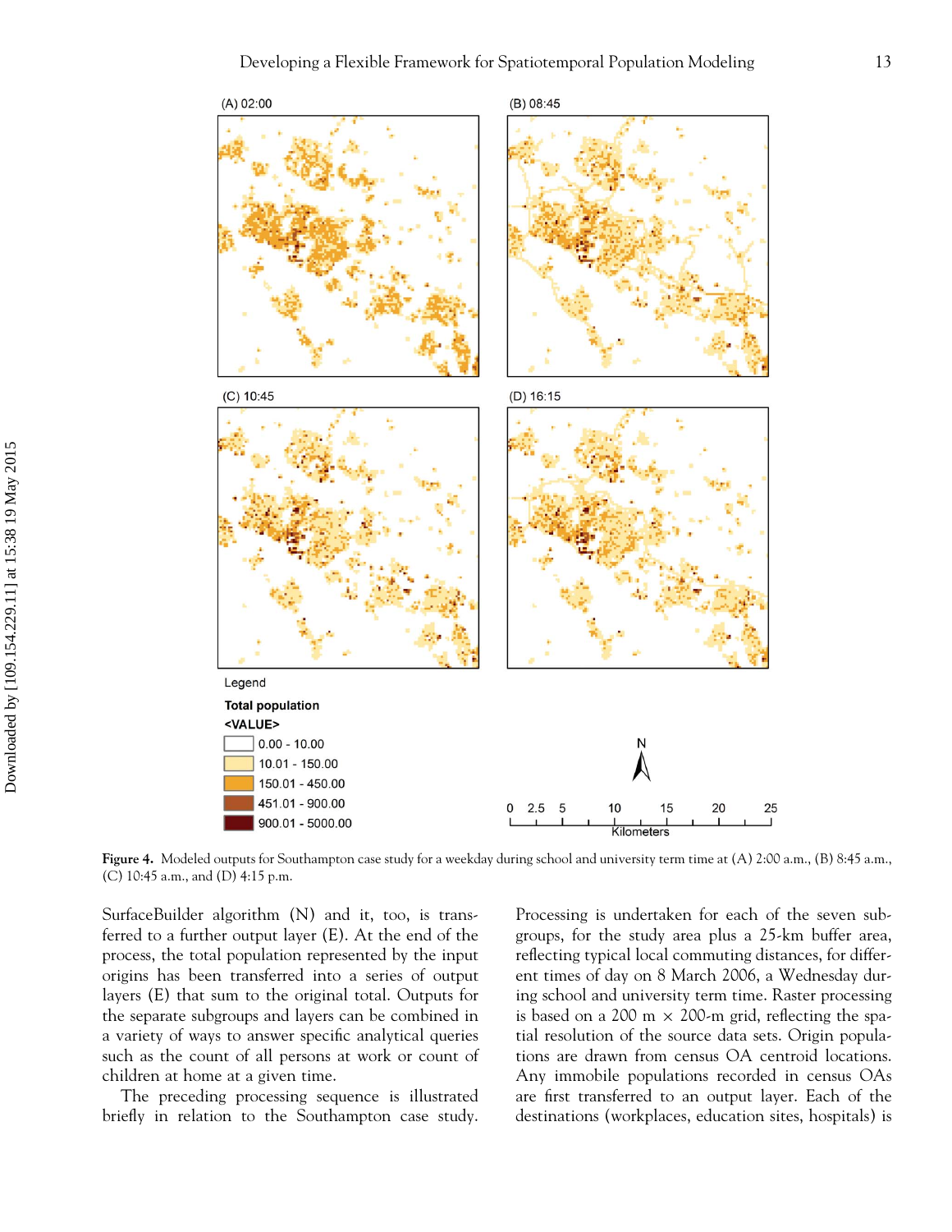Figure 4. Modeled outputs for Southampton case study for a weekday during school and university term time at (A) 2:00 a.m., (B) 8:45 a.m., (C) 10:45 a.m., and (D) 4:15 p.m.

SurfaceBuilder algorithm (N) and it, too, is transferred to a further output layer (E). At the end of the process, the total population represented by the input origins has been transferred into a series of output layers (E) that sum to the original total. Outputs for the separate subgroups and layers can be combined in a variety of ways to answer specific analytical queries such as the count of all persons at work or count of children at home at a given time.

The preceding processing sequence is illustrated briefly in relation to the Southampton case study. Processing is undertaken for each of the seven subgroups, for the study area plus a 25-km buffer area, reflecting typical local commuting distances, for different times of day on 8 March 2006, a Wednesday during school and university term time. Raster processing is based on a 200 m × 200-m grid, reflecting the spatial resolution of the source data sets. Origin populations are drawn from census OA centroid locations. Any immobile populations recorded in census OAs are first transferred to an output layer. Each of the destinations (workplaces, education sites, hospitals) is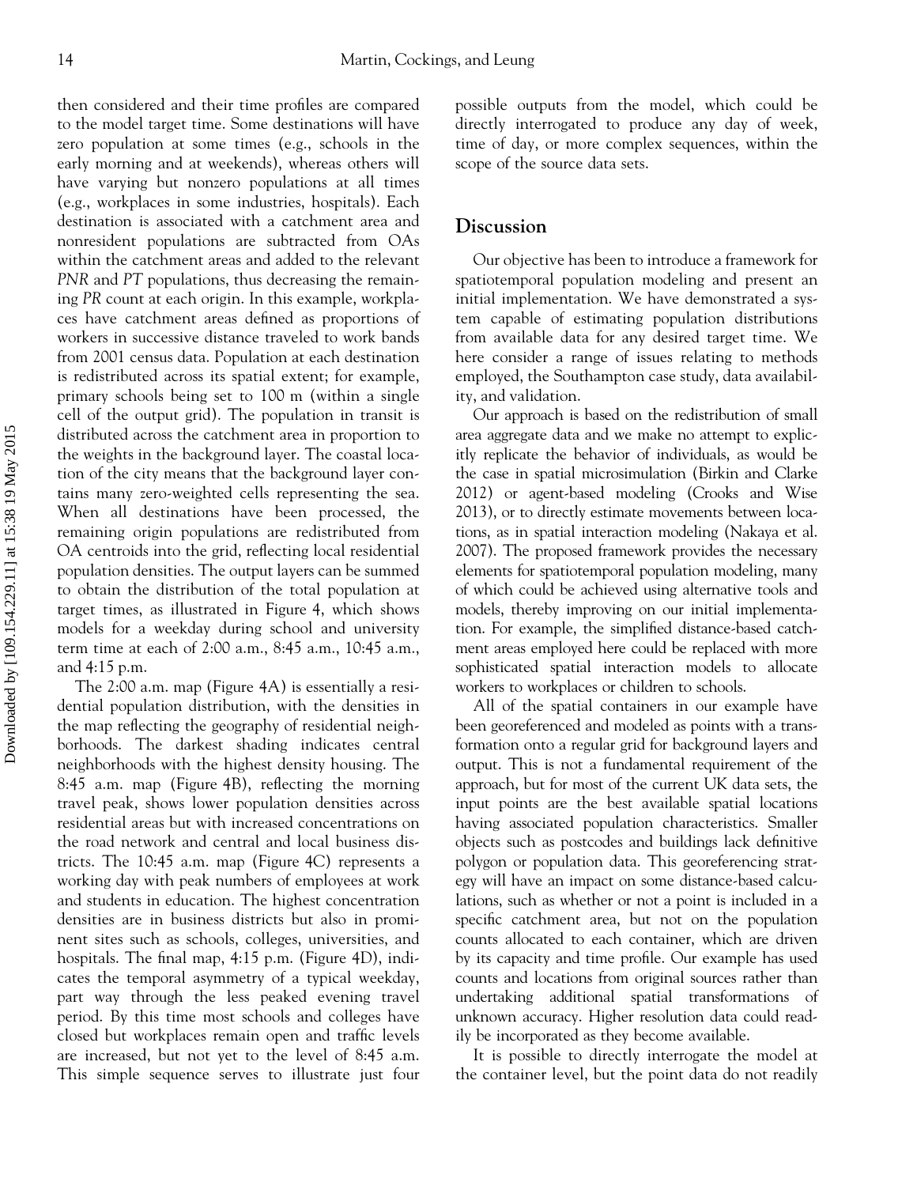then considered and their time profiles are compared to the model target time. Some destinations will have zero population at some times (e.g., schools in the early morning and at weekends), whereas others will have varying but nonzero populations at all times (e.g., workplaces in some industries, hospitals). Each destination is associated with a catchment area and nonresident populations are subtracted from OAs within the catchment areas and added to the relevant *PNR* and *PT* populations, thus decreasing the remaining *PR* count at each origin. In this example, workplaces have catchment areas defined as proportions of workers in successive distance traveled to work bands from 2001 census data. Population at each destination is redistributed across its spatial extent; for example, primary schools being set to 100 m (within a single cell of the output grid). The population in transit is distributed across the catchment area in proportion to the weights in the background layer. The coastal location of the city means that the background layer contains many zero-weighted cells representing the sea. When all destinations have been processed, the remaining origin populations are redistributed from OA centroids into the grid, reflecting local residential population densities. The output layers can be summed to obtain the distribution of the total population at target times, as illustrated in Figure 4, which shows models for a weekday during school and university term time at each of 2:00 a.m., 8:45 a.m., 10:45 a.m., and 4:15 p.m.

The 2:00 a.m. map (Figure 4A) is essentially a residential population distribution, with the densities in the map reflecting the geography of residential neighborhoods. The darkest shading indicates central neighborhoods with the highest density housing. The 8:45 a.m. map (Figure 4B), reflecting the morning travel peak, shows lower population densities across residential areas but with increased concentrations on the road network and central and local business districts. The 10:45 a.m. map (Figure 4C) represents a working day with peak numbers of employees at work and students in education. The highest concentration densities are in business districts but also in prominent sites such as schools, colleges, universities, and hospitals. The final map, 4:15 p.m. (Figure 4D), indicates the temporal asymmetry of a typical weekday, part way through the less peaked evening travel period. By this time most schools and colleges have closed but workplaces remain open and traffic levels are increased, but not yet to the level of 8:45 a.m. This simple sequence serves to illustrate just four possible outputs from the model, which could be directly interrogated to produce any day of week, time of day, or more complex sequences, within the scope of the source data sets.

## Discussion

Our objective has been to introduce a framework for spatiotemporal population modeling and present an initial implementation. We have demonstrated a system capable of estimating population distributions from available data for any desired target time. We here consider a range of issues relating to methods employed, the Southampton case study, data availability, and validation.

Our approach is based on the redistribution of small area aggregate data and we make no attempt to explicitly replicate the behavior of individuals, as would be the case in spatial microsimulation (Birkin and Clarke 2012) or agent-based modeling (Crooks and Wise 2013), or to directly estimate movements between locations, as in spatial interaction modeling (Nakaya et al. 2007). The proposed framework provides the necessary elements for spatiotemporal population modeling, many of which could be achieved using alternative tools and models, thereby improving on our initial implementation. For example, the simplified distance-based catchment areas employed here could be replaced with more sophisticated spatial interaction models to allocate workers to workplaces or children to schools.

All of the spatial containers in our example have been georeferenced and modeled as points with a transformation onto a regular grid for background layers and output. This is not a fundamental requirement of the approach, but for most of the current UK data sets, the input points are the best available spatial locations having associated population characteristics. Smaller objects such as postcodes and buildings lack definitive polygon or population data. This georeferencing strategy will have an impact on some distance-based calculations, such as whether or not a point is included in a specific catchment area, but not on the population counts allocated to each container, which are driven by its capacity and time profile. Our example has used counts and locations from original sources rather than undertaking additional spatial transformations of unknown accuracy. Higher resolution data could readily be incorporated as they become available.

It is possible to directly interrogate the model at the container level, but the point data do not readily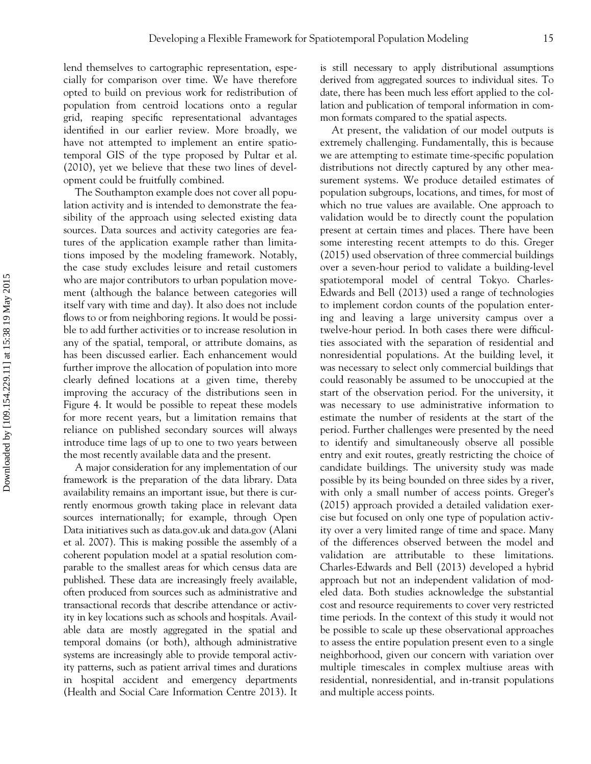lend themselves to cartographic representation, especially for comparison over time. We have therefore opted to build on previous work for redistribution of population from centroid locations onto a regular grid, reaping specific representational advantages identified in our earlier review. More broadly, we have not attempted to implement an entire spatiotemporal GIS of the type proposed by Pultar et al. (2010), yet we believe that these two lines of development could be fruitfully combined.

The Southampton example does not cover all population activity and is intended to demonstrate the feasibility of the approach using selected existing data sources. Data sources and activity categories are features of the application example rather than limitations imposed by the modeling framework. Notably, the case study excludes leisure and retail customers who are major contributors to urban population movement (although the balance between categories will itself vary with time and day). It also does not include flows to or from neighboring regions. It would be possible to add further activities or to increase resolution in any of the spatial, temporal, or attribute domains, as has been discussed earlier. Each enhancement would further improve the allocation of population into more clearly defined locations at a given time, thereby improving the accuracy of the distributions seen in Figure 4. It would be possible to repeat these models for more recent years, but a limitation remains that reliance on published secondary sources will always introduce time lags of up to one to two years between the most recently available data and the present.

A major consideration for any implementation of our framework is the preparation of the data library. Data availability remains an important issue, but there is currently enormous growth taking place in relevant data sources internationally; for example, through Open Data initiatives such as data.gov.uk and data.gov (Alani et al. 2007). This is making possible the assembly of a coherent population model at a spatial resolution comparable to the smallest areas for which census data are published. These data are increasingly freely available, often produced from sources such as administrative and transactional records that describe attendance or activity in key locations such as schools and hospitals. Available data are mostly aggregated in the spatial and temporal domains (or both), although administrative systems are increasingly able to provide temporal activity patterns, such as patient arrival times and durations in hospital accident and emergency departments (Health and Social Care Information Centre 2013). It is still necessary to apply distributional assumptions derived from aggregated sources to individual sites. To date, there has been much less effort applied to the collation and publication of temporal information in common formats compared to the spatial aspects.

At present, the validation of our model outputs is extremely challenging. Fundamentally, this is because we are attempting to estimate time-specific population distributions not directly captured by any other measurement systems. We produce detailed estimates of population subgroups, locations, and times, for most of which no true values are available. One approach to validation would be to directly count the population present at certain times and places. There have been some interesting recent attempts to do this. Greger (2015) used observation of three commercial buildings over a seven-hour period to validate a building-level spatiotemporal model of central Tokyo. Charles-Edwards and Bell (2013) used a range of technologies to implement cordon counts of the population entering and leaving a large university campus over a twelve-hour period. In both cases there were difficulties associated with the separation of residential and nonresidential populations. At the building level, it was necessary to select only commercial buildings that could reasonably be assumed to be unoccupied at the start of the observation period. For the university, it was necessary to use administrative information to estimate the number of residents at the start of the period. Further challenges were presented by the need to identify and simultaneously observe all possible entry and exit routes, greatly restricting the choice of candidate buildings. The university study was made possible by its being bounded on three sides by a river, with only a small number of access points. Greger's (2015) approach provided a detailed validation exercise but focused on only one type of population activity over a very limited range of time and space. Many of the differences observed between the model and validation are attributable to these limitations. Charles-Edwards and Bell (2013) developed a hybrid approach but not an independent validation of modeled data. Both studies acknowledge the substantial cost and resource requirements to cover very restricted time periods. In the context of this study it would not be possible to scale up these observational approaches to assess the entire population present even to a single neighborhood, given our concern with variation over multiple timescales in complex multiuse areas with residential, nonresidential, and in-transit populations and multiple access points.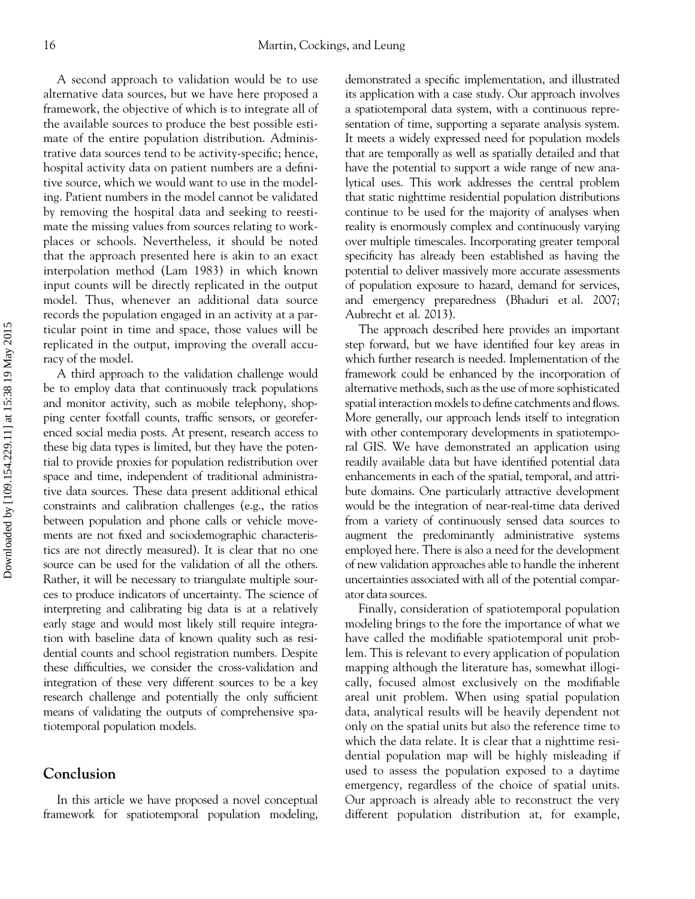A second approach to validation would be to use alternative data sources, but we have here proposed a framework, the objective of which is to integrate all of the available sources to produce the best possible estimate of the entire population distribution. Administrative data sources tend to be activity-specific; hence, hospital activity data on patient numbers are a definitive source, which we would want to use in the modeling. Patient numbers in the model cannot be validated by removing the hospital data and seeking to reestimate the missing values from sources relating to workplaces or schools. Nevertheless, it should be noted that the approach presented here is akin to an exact interpolation method (Lam 1983) in which known input counts will be directly replicated in the output model. Thus, whenever an additional data source records the population engaged in an activity at a particular point in time and space, those values will be replicated in the output, improving the overall accuracy of the model.

A third approach to the validation challenge would be to employ data that continuously track populations and monitor activity, such as mobile telephony, shopping center footfall counts, traffic sensors, or georeferenced social media posts. At present, research access to these big data types is limited, but they have the potential to provide proxies for population redistribution over space and time, independent of traditional administrative data sources. These data present additional ethical constraints and calibration challenges (e.g., the ratios between population and phone calls or vehicle movements are not fixed and sociodemographic characteristics are not directly measured). It is clear that no one source can be used for the validation of all the others. Rather, it will be necessary to triangulate multiple sources to produce indicators of uncertainty. The science of interpreting and calibrating big data is at a relatively early stage and would most likely still require integration with baseline data of known quality such as residential counts and school registration numbers. Despite these difficulties, we consider the cross-validation and integration of these very different sources to be a key research challenge and potentially the only sufficient means of validating the outputs of comprehensive spatiotemporal population models.

## Conclusion

In this article we have proposed a novel conceptual framework for spatiotemporal population modeling, demonstrated a specific implementation, and illustrated its application with a case study. Our approach involves a spatiotemporal data system, with a continuous representation of time, supporting a separate analysis system. It meets a widely expressed need for population models that are temporally as well as spatially detailed and that have the potential to support a wide range of new analytical uses. This work addresses the central problem that static nighttime residential population distributions continue to be used for the majority of analyses when reality is enormously complex and continuously varying over multiple timescales. Incorporating greater temporal specificity has already been established as having the potential to deliver massively more accurate assessments of population exposure to hazard, demand for services, and emergency preparedness (Bhaduri et al. 2007; Aubrecht et al. 2013).

The approach described here provides an important step forward, but we have identified four key areas in which further research is needed. Implementation of the framework could be enhanced by the incorporation of alternative methods, such as the use of more sophisticated spatial interaction models to define catchments and flows. More generally, our approach lends itself to integration with other contemporary developments in spatiotemporal GIS. We have demonstrated an application using readily available data but have identified potential data enhancements in each of the spatial, temporal, and attribute domains. One particularly attractive development would be the integration of near-real-time data derived from a variety of continuously sensed data sources to augment the predominantly administrative systems employed here. There is also a need for the development of new validation approaches able to handle the inherent uncertainties associated with all of the potential comparator data sources.

Finally, consideration of spatiotemporal population modeling brings to the fore the importance of what we have called the modifiable spatiotemporal unit problem. This is relevant to every application of population mapping although the literature has, somewhat illogically, focused almost exclusively on the modifiable areal unit problem. When using spatial population data, analytical results will be heavily dependent not only on the spatial units but also the reference time to which the data relate. It is clear that a nighttime residential population map will be highly misleading if used to assess the population exposed to a daytime emergency, regardless of the choice of spatial units. Our approach is already able to reconstruct the very different population distribution at, for example,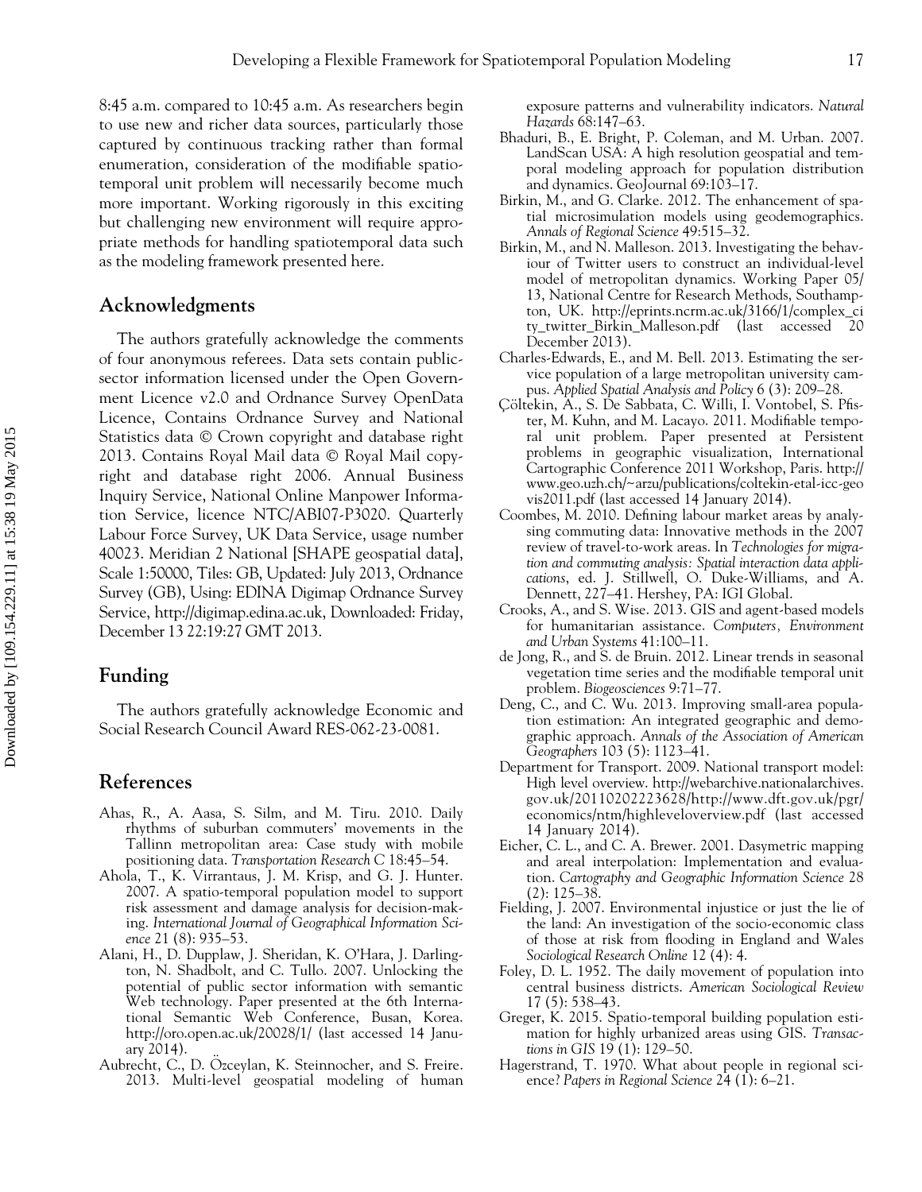8:45 a.m. compared to 10:45 a.m. As researchers begin to use new and richer data sources, particularly those captured by continuous tracking rather than formal enumeration, consideration of the modifiable spatiotemporal unit problem will necessarily become much more important. Working rigorously in this exciting but challenging new environment will require appropriate methods for handling spatiotemporal data such as the modeling framework presented here.

## Acknowledgments

The authors gratefully acknowledge the comments of four anonymous referees. Data sets contain public-sector information licensed under the Open Government Licence v2.0 and Ordnance Survey OpenData Licence, Contains Ordnance Survey and National Statistics data © Crown copyright and database right 2013. Contains Royal Mail data © Royal Mail copyright and database right 2006. Annual Business Inquiry Service, National Online Manpower Information Service, licence NTC/ABI07-P3020. Quarterly Labour Force Survey, UK Data Service, usage number 40023. Meridian 2 National [SHAPE geospatial data], Scale 1:50000, Tiles: GB, Updated: July 2013, Ordnance Survey (GB), Using: EDINA Digimap Ordnance Survey Service, http://digimap.edina.ac.uk, Downloaded: Friday, December 13 22:19:27 GMT 2013.

## Funding

The authors gratefully acknowledge Economic and Social Research Council Award RES-062-23-0081.

## References

Ahas, R., A. Aasa, S. Silm, and M. Tiru. 2010. Daily rhythms of suburban commuters' movements in the Tallinn metropolitan area: Case study with mobile positioning data. *Transportation Research C* 18:45–54.

Ahola, T., K. Virrantaus, J. M. Krisp, and G. J. Hunter. 2007. A spatio-temporal population model to support risk assessment and damage analysis for decision-making. *International Journal of Geographical Information Science* 21 (8): 935–53.

Alani, H., D. Dupplaw, J. Sheridan, K. O'Hara, J. Darlington, N. Shadbolt, and C. Tullo. 2007. Unlocking the potential of public sector information with semantic Web technology. Paper presented at the 6th International Semantic Web Conference, Busan, Korea. http://oro.open.ac.uk/20028/1/ (last accessed 14 January 2014).

Aubrecht, C., D. Özceylan, K. Steinnocher, and S. Freire. 2013. Multi-level geospatial modeling of human exposure patterns and vulnerability indicators. *Natural Hazards* 68:147–63.

Bhaduri, B., E. Bright, P. Coleman, and M. Urban. 2007. LandScan USA: A high resolution geospatial and temporal modeling approach for population distribution and dynamics. GeoJournal 69:103–17.

Birkin, M., and G. Clarke. 2012. The enhancement of spatial microsimulation models using geodemographics. *Annals of Regional Science* 49:515–32.

Birkin, M., and N. Malleson. 2013. Investigating the behaviour of Twitter users to construct an individual-level model of metropolitan dynamics. Working Paper 05/13, National Centre for Research Methods, Southampton, UK. http://eprints.ncrm.ac.uk/3166/1/complex_city_twitter_Birkin_Malleson.pdf (last accessed 20 December 2013).

Charles-Edwards, E., and M. Bell. 2013. Estimating the service population of a large metropolitan university campus. *Applied Spatial Analysis and Policy* 6 (3): 209–28.

Çöltekin, A., S. De Sabbata, C. Willi, I. Vontobel, S. Pfister, M. Kuhn, and M. Lacayo. 2011. Modifiable temporal unit problem. Paper presented at Persistent problems in geographic visualization, International Cartographic Conference 2011 Workshop, Paris. http://www.geo.uzh.ch/~arzu/publications/coltekin-etal-icc-geovis2011.pdf (last accessed 14 January 2014).

Coombes, M. 2010. Defining labour market areas by analysing commuting data: Innovative methods in the 2007 review of travel-to-work areas. In *Technologies for migration and commuting analysis: Spatial interaction data applications*, ed. J. Stillwell, O. Duke-Williams, and A. Dennett, 227–41. Hershey, PA: IGI Global.

Crooks, A., and S. Wise. 2013. GIS and agent-based models for humanitarian assistance. *Computers, Environment and Urban Systems* 41:100–11.

de Jong, R., and S. de Bruin. 2012. Linear trends in seasonal vegetation time series and the modifiable temporal unit problem. *Biogeosciences* 9:71–77.

Deng, C., and C. Wu. 2013. Improving small-area population estimation: An integrated geographic and demographic approach. *Annals of the Association of American Geographers* 103 (5): 1123–41.

Department for Transport. 2009. National transport model: High level overview. http://webarchive.nationalarchives.gov.uk/20110202223628/http://www.dft.gov.uk/pgr/economics/ntm/highleveloverview.pdf (last accessed 14 January 2014).

Eicher, C. L., and C. A. Brewer. 2001. Dasymetric mapping and areal interpolation: Implementation and evaluation. *Cartography and Geographic Information Science* 28 (2): 125–38.

Fielding, J. 2007. Environmental injustice or just the lie of the land: An investigation of the socio-economic class of those at risk from flooding in England and Wales *Sociological Research Online* 12 (4): 4.

Foley, D. L. 1952. The daily movement of population into central business districts. *American Sociological Review* 17 (5): 538–43.

Greger, K. 2015. Spatio-temporal building population estimation for highly urbanized areas using GIS. *Transactions in GIS* 19 (1): 129–50.

Hagerstrand, T. 1970. What about people in regional science? *Papers in Regional Science* 24 (1): 6–21.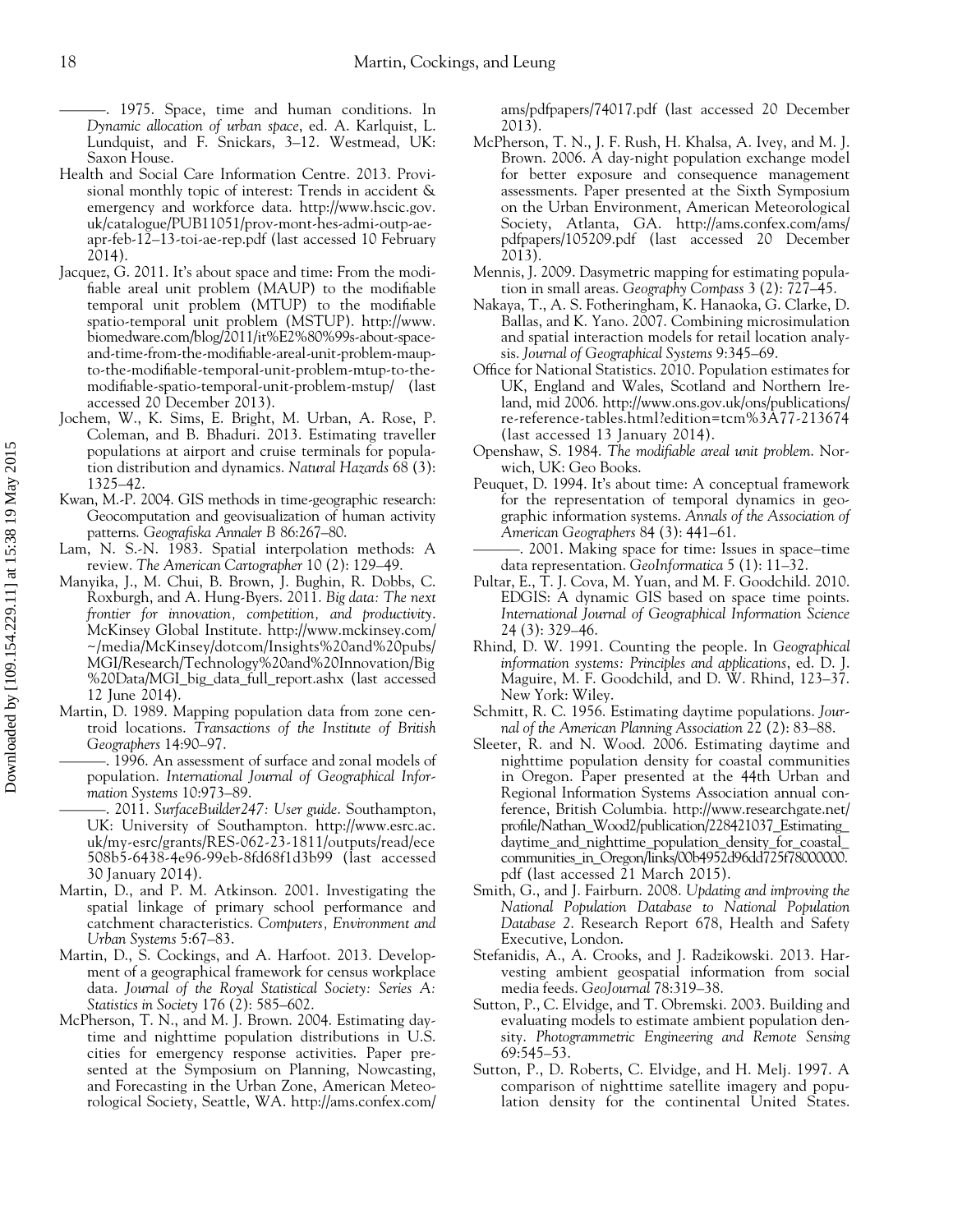———. 1975. Space, time and human conditions. In *Dynamic allocation of urban space*, ed. A. Karlquist, L. Lundquist, and F. Snickars, 3–12. Westmead, UK: Saxon House.

Health and Social Care Information Centre. 2013. Provisional monthly topic of interest: Trends in accident & emergency and workforce data. http://www.hscic.gov.uk/catalogue/PUB11051/prov-mont-hes-admi-outp-ae-apr-feb-12–13-toi-ae-rep.pdf (last accessed 10 February 2014).

Jacquez, G. 2011. It's about space and time: From the modifiable areal unit problem (MAUP) to the modifiable temporal unit problem (MTUP) to the modifiable spatio-temporal unit problem (MSTUP). http://www.biomedware.com/blog/2011/it%E2%80%99s-about-space-and-time-from-the-modifiable-areal-unit-problem-maup-to-the-modifiable-temporal-unit-problem-mtup-to-the-modifiable-spatio-temporal-unit-problem-mstup/ (last accessed 20 December 2013).

Jochem, W., K. Sims, E. Bright, M. Urban, A. Rose, P. Coleman, and B. Bhaduri. 2013. Estimating traveller populations at airport and cruise terminals for population distribution and dynamics. *Natural Hazards* 68 (3): 1325–42.

Kwan, M.-P. 2004. GIS methods in time-geographic research: Geocomputation and geovisualization of human activity patterns. *Geografiska Annaler B* 86:267–80.

Lam, N. S.-N. 1983. Spatial interpolation methods: A review. *The American Cartographer* 10 (2): 129–49.

Manyika, J., M. Chui, B. Brown, J. Bughin, R. Dobbs, C. Roxburgh, and A. Hung-Byers. 2011. *Big data: The next frontier for innovation, competition, and productivity*. McKinsey Global Institute. http://www.mckinsey.com/~/media/McKinsey/dotcom/Insights%20and%20pubs/MGI/Research/Technology%20and%20Innovation/Big%20Data/MGI_big_data_full_report.ashx (last accessed 12 June 2014).

Martin, D. 1989. Mapping population data from zone centroid locations. *Transactions of the Institute of British Geographers* 14:90–97.

———. 1996. An assessment of surface and zonal models of population. *International Journal of Geographical Information Systems* 10:973–89.

———. 2011. *SurfaceBuilder247: User guide*. Southampton, UK: University of Southampton. http://www.esrc.ac.uk/my-esrc/grants/RES-062-23-1811/outputs/read/ece508b5-6438-4e96-99eb-8fd68f1d3b99 (last accessed 30 January 2014).

Martin, D., and P. M. Atkinson. 2001. Investigating the spatial linkage of primary school performance and catchment characteristics. *Computers, Environment and Urban Systems* 5:67–83.

Martin, D., S. Cockings, and A. Harfoot. 2013. Development of a geographical framework for census workplace data. *Journal of the Royal Statistical Society: Series A: Statistics in Society* 176 (2): 585–602.

McPherson, T. N., and M. J. Brown. 2004. Estimating daytime and nighttime population distributions in U.S. cities for emergency response activities. Paper presented at the Symposium on Planning, Nowcasting, and Forecasting in the Urban Zone, American Meteorological Society, Seattle, WA. http://ams.confex.com/ams/pdfpapers/74017.pdf (last accessed 20 December 2013).

McPherson, T. N., J. F. Rush, H. Khalsa, A. Ivey, and M. J. Brown. 2006. A day-night population exchange model for better exposure and consequence management assessments. Paper presented at the Sixth Symposium on the Urban Environment, American Meteorological Society, Atlanta, GA. http://ams.confex.com/ams/pdfpapers/105209.pdf (last accessed 20 December 2013).

Mennis, J. 2009. Dasymetric mapping for estimating population in small areas. *Geography Compass* 3 (2): 727–45.

Nakaya, T., A. S. Fotheringham, K. Hanaoka, G. Clarke, D. Ballas, and K. Yano. 2007. Combining microsimulation and spatial interaction models for retail location analysis. *Journal of Geographical Systems* 9:345–69.

Office for National Statistics. 2010. Population estimates for UK, England and Wales, Scotland and Northern Ireland, mid 2006. http://www.ons.gov.uk/ons/publications/re-reference-tables.html?edition=tcm%3A77-213674 (last accessed 13 January 2014).

Openshaw, S. 1984. *The modifiable areal unit problem*. Norwich, UK: Geo Books.

Peuquet, D. 1994. It's about time: A conceptual framework for the representation of temporal dynamics in geographic information systems. *Annals of the Association of American Geographers* 84 (3): 441–61.

———. 2001. Making space for time: Issues in space–time data representation. *GeoInformatica* 5 (1): 11–32.

Pultar, E., T. J. Cova, M. Yuan, and M. F. Goodchild. 2010. EDGIS: A dynamic GIS based on space time points. *International Journal of Geographical Information Science* 24 (3): 329–46.

Rhind, D. W. 1991. Counting the people. In *Geographical information systems: Principles and applications*, ed. D. J. Maguire, M. F. Goodchild, and D. W. Rhind, 123–37. New York: Wiley.

Schmitt, R. C. 1956. Estimating daytime populations. *Journal of the American Planning Association* 22 (2): 83–88.

Sleeter, R. and N. Wood. 2006. Estimating daytime and nighttime population density for coastal communities in Oregon. Paper presented at the 44th Urban and Regional Information Systems Association annual conference, British Columbia. http://www.researchgate.net/profile/Nathan_Wood2/publication/228421037_Estimating_daytime_and_nighttime_population_density_for_coastal_communities_in_Oregon/links/00b4952d96dd725f78000000.pdf (last accessed 21 March 2015).

Smith, G., and J. Fairburn. 2008. *Updating and improving the National Population Database to National Population Database 2*. Research Report 678, Health and Safety Executive, London.

Stefanidis, A., A. Crooks, and J. Radzikowski. 2013. Harvesting ambient geospatial information from social media feeds. *GeoJournal* 78:319–38.

Sutton, P., C. Elvidge, and T. Obremski. 2003. Building and evaluating models to estimate ambient population density. *Photogrammetric Engineering and Remote Sensing* 69:545–53.

Sutton, P., D. Roberts, C. Elvidge, and H. Melj. 1997. A comparison of nighttime satellite imagery and population density for the continental United States.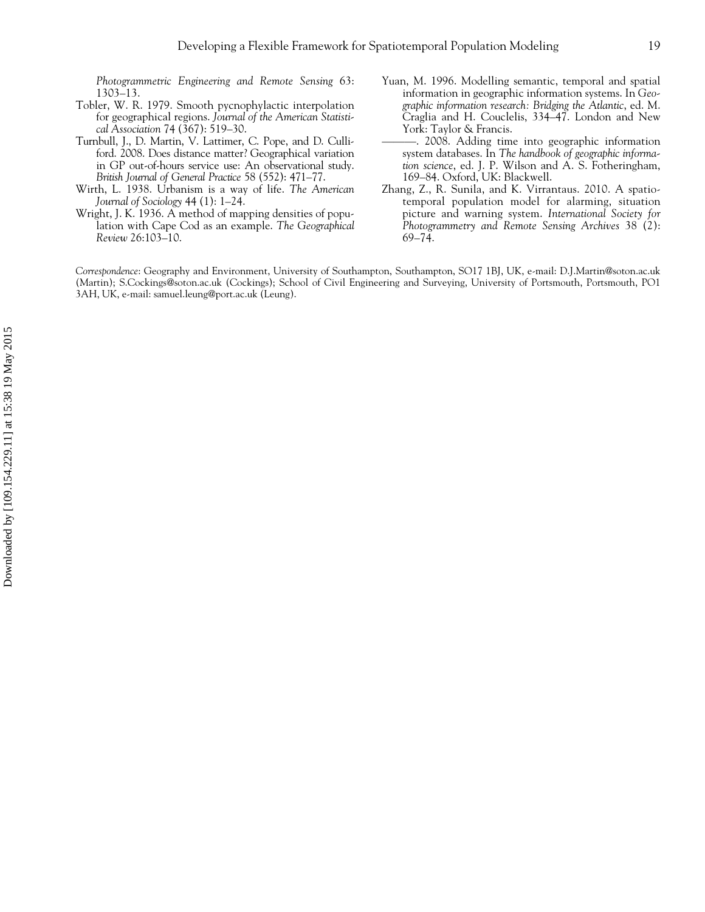*Photogrammetric Engineering and Remote Sensing* 63: 1303–13.

Tobler, W. R. 1979. Smooth pycnophylactic interpolation for geographical regions. *Journal of the American Statistical Association* 74 (367): 519–30.

Turnbull, J., D. Martin, V. Lattimer, C. Pope, and D. Culliford. 2008. Does distance matter? Geographical variation in GP out-of-hours service use: An observational study. *British Journal of General Practice* 58 (552): 471–77.

Wirth, L. 1938. Urbanism is a way of life. *The American Journal of Sociology* 44 (1): 1–24.

Wright, J. K. 1936. A method of mapping densities of population with Cape Cod as an example. *The Geographical Review* 26:103–10.

Yuan, M. 1996. Modelling semantic, temporal and spatial information in geographic information systems. In *Geographic information research: Bridging the Atlantic*, ed. M. Craglia and H. Couclelis, 334–47. London and New York: Taylor & Francis.

———. 2008. Adding time into geographic information system databases. In *The handbook of geographic information science*, ed. J. P. Wilson and A. S. Fotheringham, 169–84. Oxford, UK: Blackwell.

Zhang, Z., R. Sunila, and K. Virrantaus. 2010. A spatio-temporal population model for alarming, situation picture and warning system. *International Society for Photogrammetry and Remote Sensing Archives* 38 (2): 69–74.

*Correspondence*: Geography and Environment, University of Southampton, Southampton, SO17 1BJ, UK, e-mail: D.J.Martin@soton.ac.uk (Martin); S.Cockings@soton.ac.uk (Cockings); School of Civil Engineering and Surveying, University of Portsmouth, Portsmouth, PO1 3AH, UK, e-mail: samuel.leung@port.ac.uk (Leung).